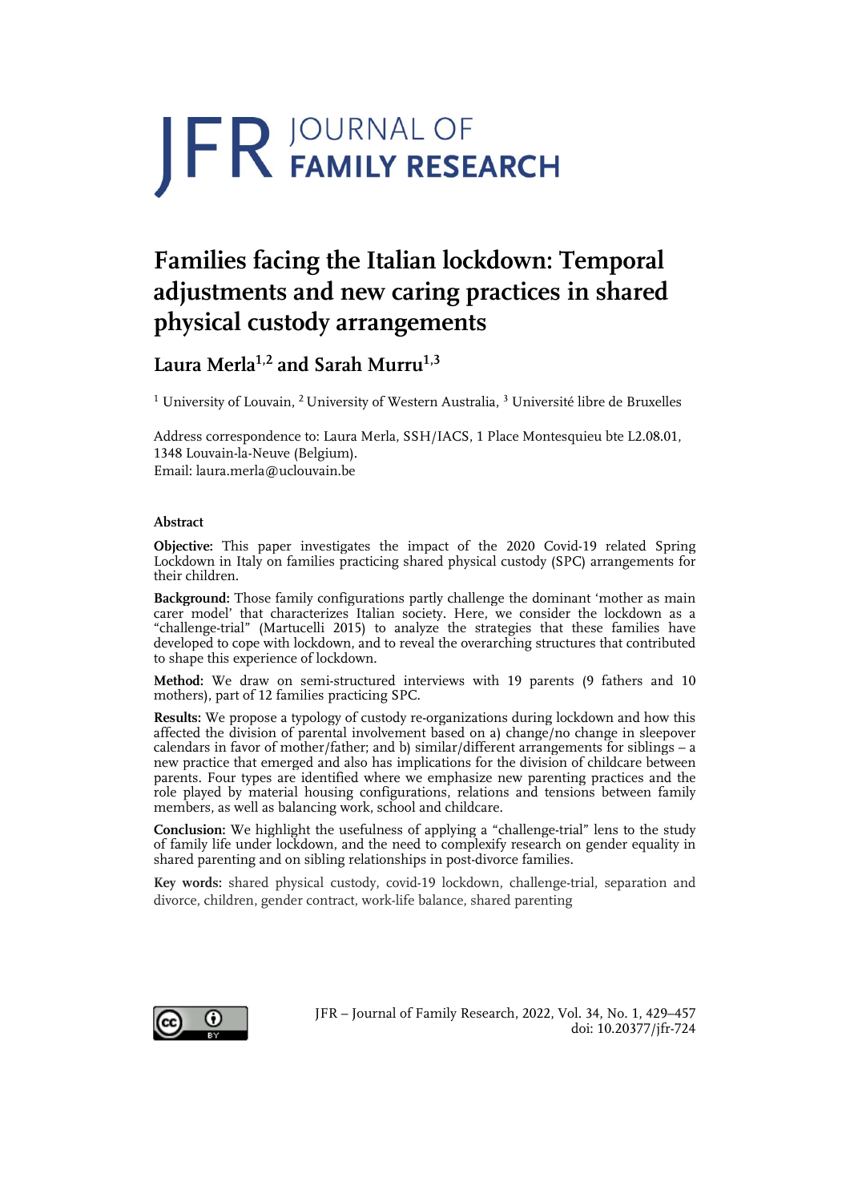# JFR JOURNAL OF FAMILY RESEARCH

# Families facing the Italian lockdown: Temporal adjustments and new caring practices in shared physical custody arrangements

## Laura Merla[1,2] and Sarah Murru[1,3]

[1] University of Louvain, [2] University of Western Australia, [3] Université libre de Bruxelles

Address correspondence to: Laura Merla, SSH/IACS, 1 Place Montesquieu bte L2.08.01, 1348 Louvain-la-Neuve (Belgium).
Email: laura.merla@uclouvain.be

### Abstract

**Objective:** This paper investigates the impact of the 2020 Covid-19 related Spring Lockdown in Italy on families practicing shared physical custody (SPC) arrangements for their children.

**Background:** Those family configurations partly challenge the dominant 'mother as main carer model' that characterizes Italian society. Here, we consider the lockdown as a "challenge-trial" (Martucelli 2015) to analyze the strategies that these families have developed to cope with lockdown, and to reveal the overarching structures that contributed to shape this experience of lockdown.

**Method:** We draw on semi-structured interviews with 19 parents (9 fathers and 10 mothers), part of 12 families practicing SPC.

**Results:** We propose a typology of custody re-organizations during lockdown and how this affected the division of parental involvement based on a) change/no change in sleepover calendars in favor of mother/father; and b) similar/different arrangements for siblings – a new practice that emerged and also has implications for the division of childcare between parents. Four types are identified where we emphasize new parenting practices and the role played by material housing configurations, relations and tensions between family members, as well as balancing work, school and childcare.

**Conclusion:** We highlight the usefulness of applying a "challenge-trial" lens to the study of family life under lockdown, and the need to complexify research on gender equality in shared parenting and on sibling relationships in post-divorce families.

**Key words:** shared physical custody, covid-19 lockdown, challenge-trial, separation and divorce, children, gender contract, work-life balance, shared parenting

JFR – Journal of Family Research, 2022, Vol. 34, No. 1, 429–457
doi: 10.20377/jfr-724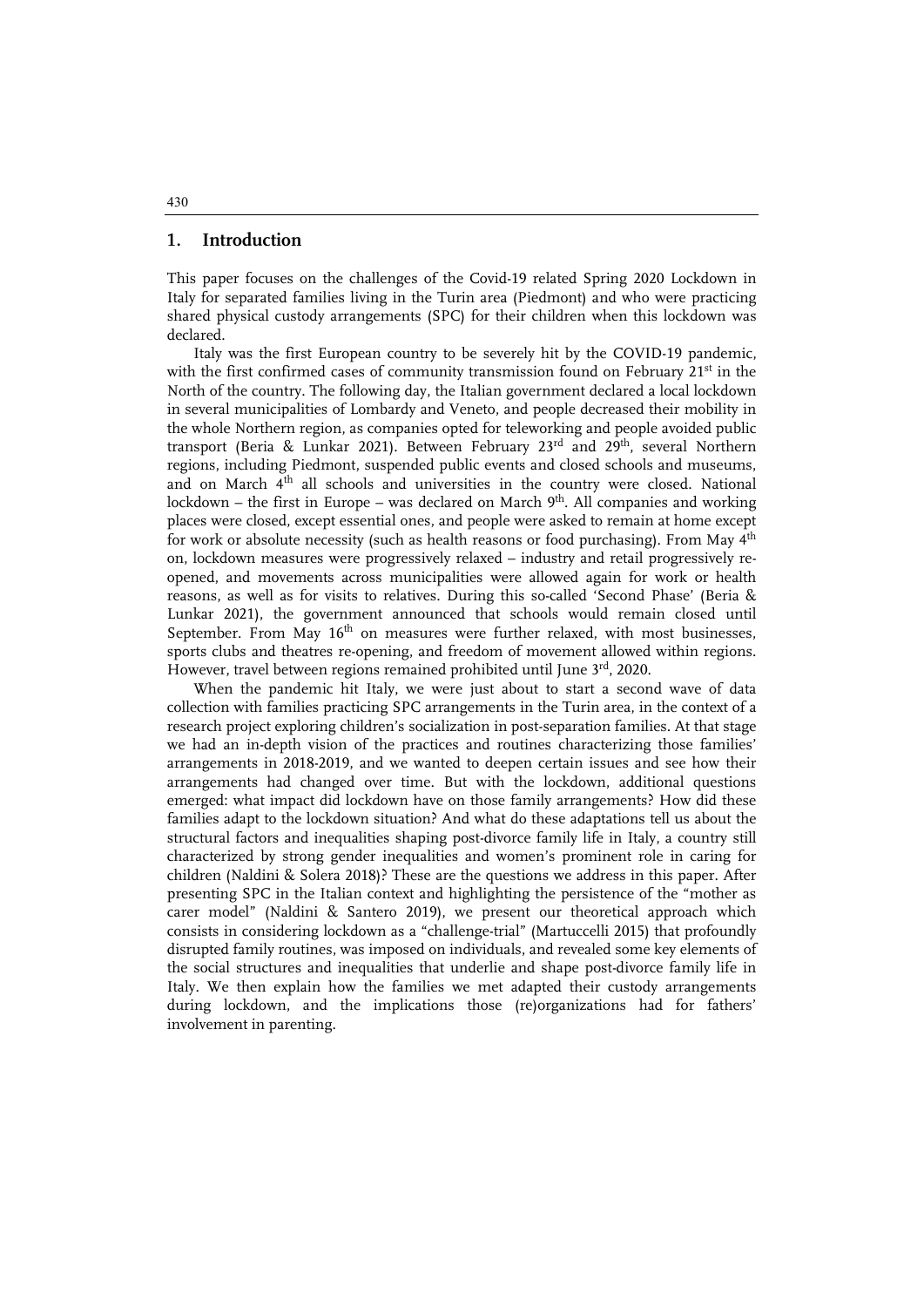## 1. Introduction

This paper focuses on the challenges of the Covid-19 related Spring 2020 Lockdown in Italy for separated families living in the Turin area (Piedmont) and who were practicing shared physical custody arrangements (SPC) for their children when this lockdown was declared.

Italy was the first European country to be severely hit by the COVID-19 pandemic, with the first confirmed cases of community transmission found on February 21st in the North of the country. The following day, the Italian government declared a local lockdown in several municipalities of Lombardy and Veneto, and people decreased their mobility in the whole Northern region, as companies opted for teleworking and people avoided public transport (Beria & Lunkar 2021). Between February 23rd and 29th, several Northern regions, including Piedmont, suspended public events and closed schools and museums, and on March 4th all schools and universities in the country were closed. National lockdown – the first in Europe – was declared on March 9th. All companies and working places were closed, except essential ones, and people were asked to remain at home except for work or absolute necessity (such as health reasons or food purchasing). From May 4th on, lockdown measures were progressively relaxed – industry and retail progressively re-opened, and movements across municipalities were allowed again for work or health reasons, as well as for visits to relatives. During this so-called 'Second Phase' (Beria & Lunkar 2021), the government announced that schools would remain closed until September. From May 16th on measures were further relaxed, with most businesses, sports clubs and theatres re-opening, and freedom of movement allowed within regions. However, travel between regions remained prohibited until June 3rd, 2020.

When the pandemic hit Italy, we were just about to start a second wave of data collection with families practicing SPC arrangements in the Turin area, in the context of a research project exploring children's socialization in post-separation families. At that stage we had an in-depth vision of the practices and routines characterizing those families' arrangements in 2018-2019, and we wanted to deepen certain issues and see how their arrangements had changed over time. But with the lockdown, additional questions emerged: what impact did lockdown have on those family arrangements? How did these families adapt to the lockdown situation? And what do these adaptations tell us about the structural factors and inequalities shaping post-divorce family life in Italy, a country still characterized by strong gender inequalities and women's prominent role in caring for children (Naldini & Solera 2018)? These are the questions we address in this paper. After presenting SPC in the Italian context and highlighting the persistence of the "mother as carer model" (Naldini & Santero 2019), we present our theoretical approach which consists in considering lockdown as a "challenge-trial" (Martuccelli 2015) that profoundly disrupted family routines, was imposed on individuals, and revealed some key elements of the social structures and inequalities that underlie and shape post-divorce family life in Italy. We then explain how the families we met adapted their custody arrangements during lockdown, and the implications those (re)organizations had for fathers' involvement in parenting.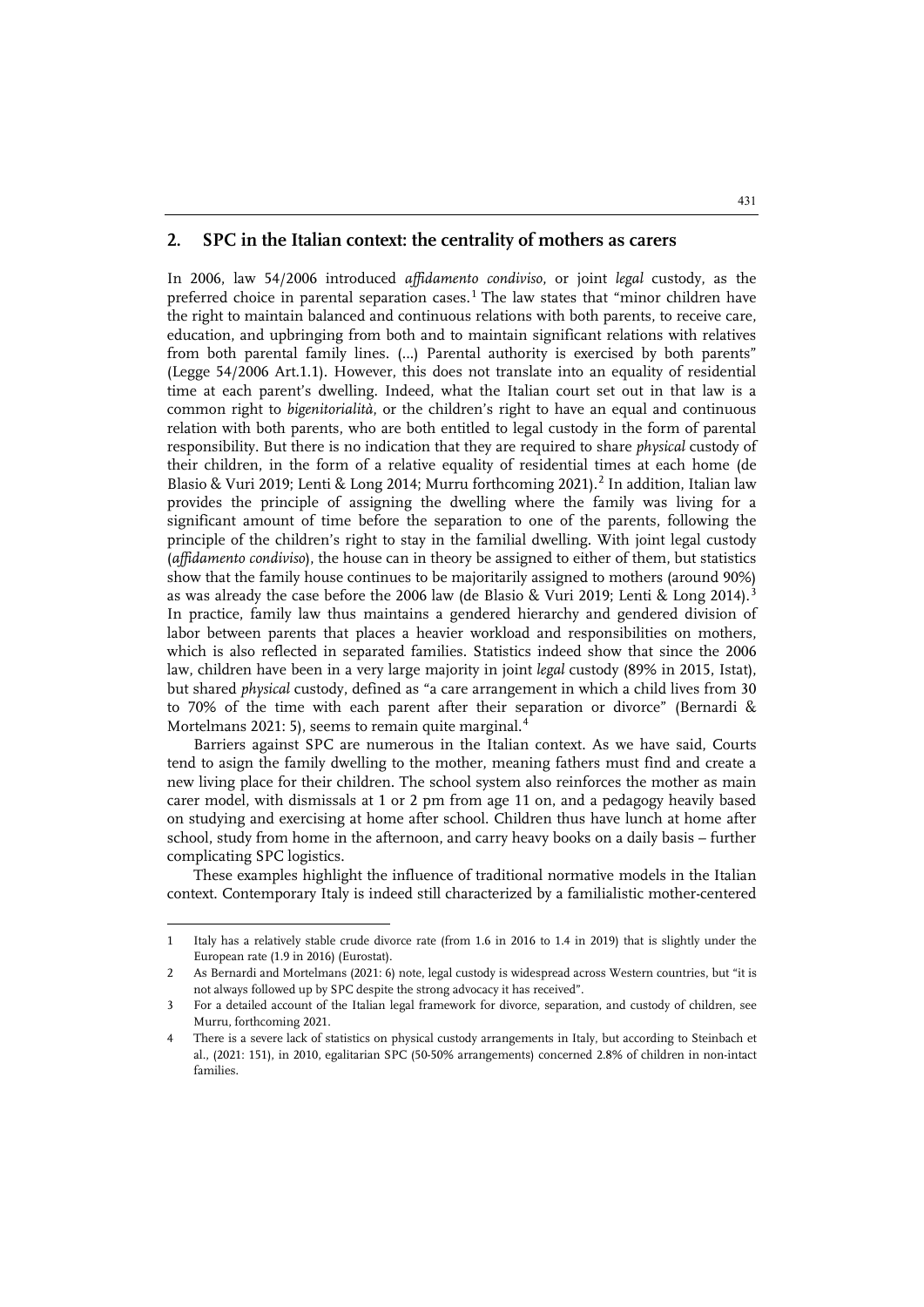## 2. SPC in the Italian context: the centrality of mothers as carers

In 2006, law 54/2006 introduced *affidamento condiviso*, or joint *legal* custody, as the preferred choice in parental separation cases.[1] The law states that "minor children have the right to maintain balanced and continuous relations with both parents, to receive care, education, and upbringing from both and to maintain significant relations with relatives from both parental family lines. (...) Parental authority is exercised by both parents" (Legge 54/2006 Art.1.1). However, this does not translate into an equality of residential time at each parent's dwelling. Indeed, what the Italian court set out in that law is a common right to *bigenitorialità*, or the children's right to have an equal and continuous relation with both parents, who are both entitled to legal custody in the form of parental responsibility. But there is no indication that they are required to share *physical* custody of their children, in the form of a relative equality of residential times at each home (de Blasio & Vuri 2019; Lenti & Long 2014; Murru forthcoming 2021).[2] In addition, Italian law provides the principle of assigning the dwelling where the family was living for a significant amount of time before the separation to one of the parents, following the principle of the children's right to stay in the familial dwelling. With joint legal custody (*affidamento condiviso*), the house can in theory be assigned to either of them, but statistics show that the family house continues to be majoritarily assigned to mothers (around 90%) as was already the case before the 2006 law (de Blasio & Vuri 2019; Lenti & Long 2014).[3] In practice, family law thus maintains a gendered hierarchy and gendered division of labor between parents that places a heavier workload and responsibilities on mothers, which is also reflected in separated families. Statistics indeed show that since the 2006 law, children have been in a very large majority in joint *legal* custody (89% in 2015, Istat), but shared *physical* custody, defined as "a care arrangement in which a child lives from 30 to 70% of the time with each parent after their separation or divorce" (Bernardi & Mortelmans 2021: 5), seems to remain quite marginal.[4]

Barriers against SPC are numerous in the Italian context. As we have said, Courts tend to asign the family dwelling to the mother, meaning fathers must find and create a new living place for their children. The school system also reinforces the mother as main carer model, with dismissals at 1 or 2 pm from age 11 on, and a pedagogy heavily based on studying and exercising at home after school. Children thus have lunch at home after school, study from home in the afternoon, and carry heavy books on a daily basis – further complicating SPC logistics.

These examples highlight the influence of traditional normative models in the Italian context. Contemporary Italy is indeed still characterized by a familialistic mother-centered

---

1 Italy has a relatively stable crude divorce rate (from 1.6 in 2016 to 1.4 in 2019) that is slightly under the European rate (1.9 in 2016) (Eurostat).

2 As Bernardi and Mortelmans (2021: 6) note, legal custody is widespread across Western countries, but "it is not always followed up by SPC despite the strong advocacy it has received".

3 For a detailed account of the Italian legal framework for divorce, separation, and custody of children, see Murru, forthcoming 2021.

4 There is a severe lack of statistics on physical custody arrangements in Italy, but according to Steinbach et al., (2021: 151), in 2010, egalitarian SPC (50-50% arrangements) concerned 2.8% of children in non-intact families.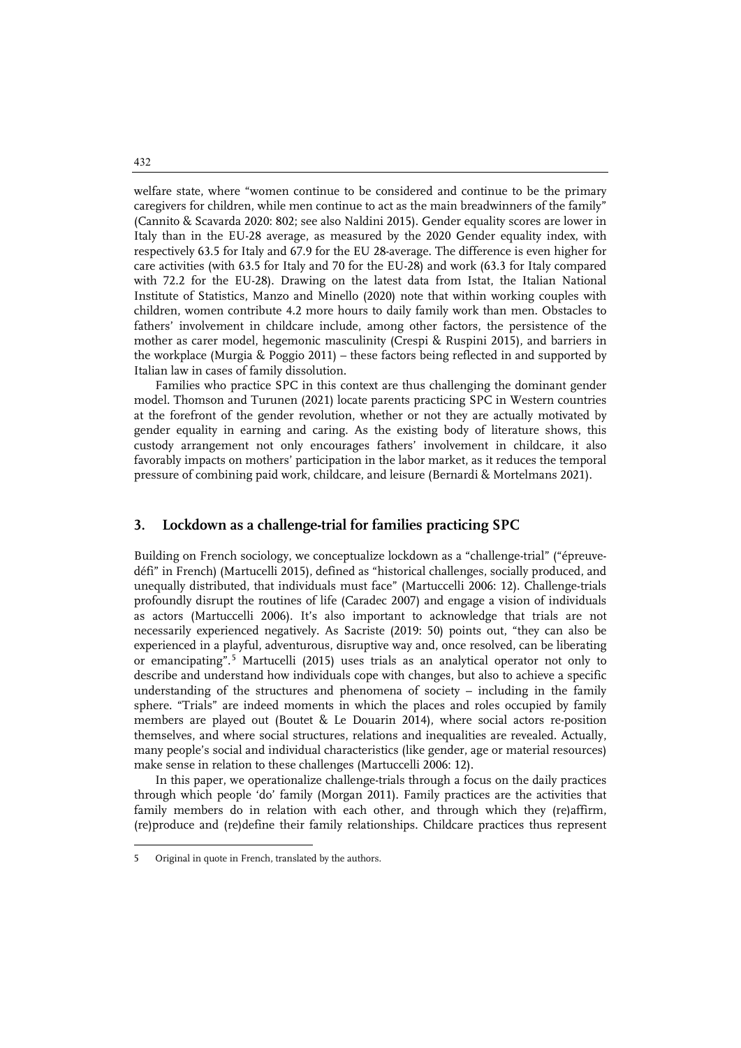welfare state, where "women continue to be considered and continue to be the primary caregivers for children, while men continue to act as the main breadwinners of the family" (Cannito & Scavarda 2020: 802; see also Naldini 2015). Gender equality scores are lower in Italy than in the EU-28 average, as measured by the 2020 Gender equality index, with respectively 63.5 for Italy and 67.9 for the EU 28-average. The difference is even higher for care activities (with 63.5 for Italy and 70 for the EU-28) and work (63.3 for Italy compared with 72.2 for the EU-28). Drawing on the latest data from Istat, the Italian National Institute of Statistics, Manzo and Minello (2020) note that within working couples with children, women contribute 4.2 more hours to daily family work than men. Obstacles to fathers' involvement in childcare include, among other factors, the persistence of the mother as carer model, hegemonic masculinity (Crespi & Ruspini 2015), and barriers in the workplace (Murgia & Poggio 2011) – these factors being reflected in and supported by Italian law in cases of family dissolution.

Families who practice SPC in this context are thus challenging the dominant gender model. Thomson and Turunen (2021) locate parents practicing SPC in Western countries at the forefront of the gender revolution, whether or not they are actually motivated by gender equality in earning and caring. As the existing body of literature shows, this custody arrangement not only encourages fathers' involvement in childcare, it also favorably impacts on mothers' participation in the labor market, as it reduces the temporal pressure of combining paid work, childcare, and leisure (Bernardi & Mortelmans 2021).

## 3. Lockdown as a challenge-trial for families practicing SPC

Building on French sociology, we conceptualize lockdown as a "challenge-trial" ("épreuve-défi" in French) (Martuccelli 2015), defined as "historical challenges, socially produced, and unequally distributed, that individuals must face" (Martuccelli 2006: 12). Challenge-trials profoundly disrupt the routines of life (Caradec 2007) and engage a vision of individuals as actors (Martuccelli 2006). It's also important to acknowledge that trials are not necessarily experienced negatively. As Sacriste (2019: 50) points out, "they can also be experienced in a playful, adventurous, disruptive way and, once resolved, can be liberating or emancipating".[5] Martucelli (2015) uses trials as an analytical operator not only to describe and understand how individuals cope with changes, but also to achieve a specific understanding of the structures and phenomena of society – including in the family sphere. "Trials" are indeed moments in which the places and roles occupied by family members are played out (Boutet & Le Douarin 2014), where social actors re-position themselves, and where social structures, relations and inequalities are revealed. Actually, many people's social and individual characteristics (like gender, age or material resources) make sense in relation to these challenges (Martuccelli 2006: 12).

In this paper, we operationalize challenge-trials through a focus on the daily practices through which people 'do' family (Morgan 2011). Family practices are the activities that family members do in relation with each other, and through which they (re)affirm, (re)produce and (re)define their family relationships. Childcare practices thus represent

5 Original in quote in French, translated by the authors.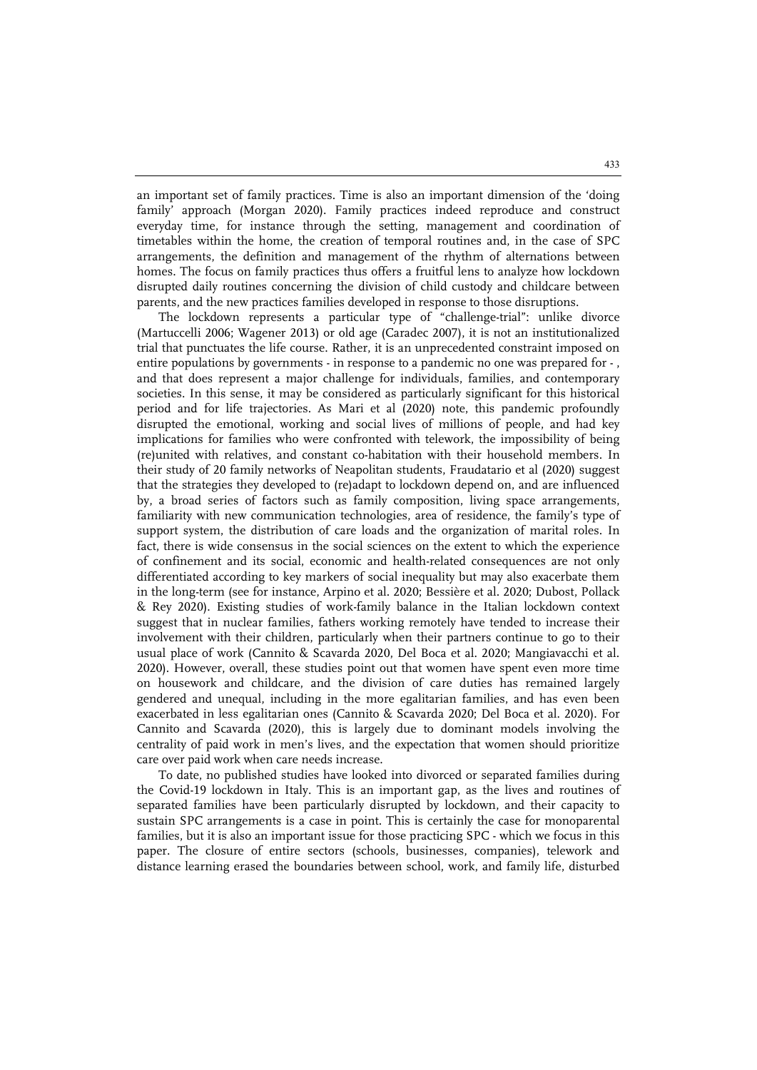an important set of family practices. Time is also an important dimension of the 'doing family' approach (Morgan 2020). Family practices indeed reproduce and construct everyday time, for instance through the setting, management and coordination of timetables within the home, the creation of temporal routines and, in the case of SPC arrangements, the definition and management of the rhythm of alternations between homes. The focus on family practices thus offers a fruitful lens to analyze how lockdown disrupted daily routines concerning the division of child custody and childcare between parents, and the new practices families developed in response to those disruptions.

The lockdown represents a particular type of "challenge-trial": unlike divorce (Martuccelli 2006; Wagener 2013) or old age (Caradec 2007), it is not an institutionalized trial that punctuates the life course. Rather, it is an unprecedented constraint imposed on entire populations by governments - in response to a pandemic no one was prepared for - , and that does represent a major challenge for individuals, families, and contemporary societies. In this sense, it may be considered as particularly significant for this historical period and for life trajectories. As Mari et al (2020) note, this pandemic profoundly disrupted the emotional, working and social lives of millions of people, and had key implications for families who were confronted with telework, the impossibility of being (re)united with relatives, and constant co-habitation with their household members. In their study of 20 family networks of Neapolitan students, Fraudatario et al (2020) suggest that the strategies they developed to (re)adapt to lockdown depend on, and are influenced by, a broad series of factors such as family composition, living space arrangements, familiarity with new communication technologies, area of residence, the family's type of support system, the distribution of care loads and the organization of marital roles. In fact, there is wide consensus in the social sciences on the extent to which the experience of confinement and its social, economic and health-related consequences are not only differentiated according to key markers of social inequality but may also exacerbate them in the long-term (see for instance, Arpino et al. 2020; Bessière et al. 2020; Dubost, Pollack & Rey 2020). Existing studies of work-family balance in the Italian lockdown context suggest that in nuclear families, fathers working remotely have tended to increase their involvement with their children, particularly when their partners continue to go to their usual place of work (Cannito & Scavarda 2020, Del Boca et al. 2020; Mangiavacchi et al. 2020). However, overall, these studies point out that women have spent even more time on housework and childcare, and the division of care duties has remained largely gendered and unequal, including in the more egalitarian families, and has even been exacerbated in less egalitarian ones (Cannito & Scavarda 2020; Del Boca et al. 2020). For Cannito and Scavarda (2020), this is largely due to dominant models involving the centrality of paid work in men's lives, and the expectation that women should prioritize care over paid work when care needs increase.

To date, no published studies have looked into divorced or separated families during the Covid-19 lockdown in Italy. This is an important gap, as the lives and routines of separated families have been particularly disrupted by lockdown, and their capacity to sustain SPC arrangements is a case in point. This is certainly the case for monoparental families, but it is also an important issue for those practicing SPC - which we focus in this paper. The closure of entire sectors (schools, businesses, companies), telework and distance learning erased the boundaries between school, work, and family life, disturbed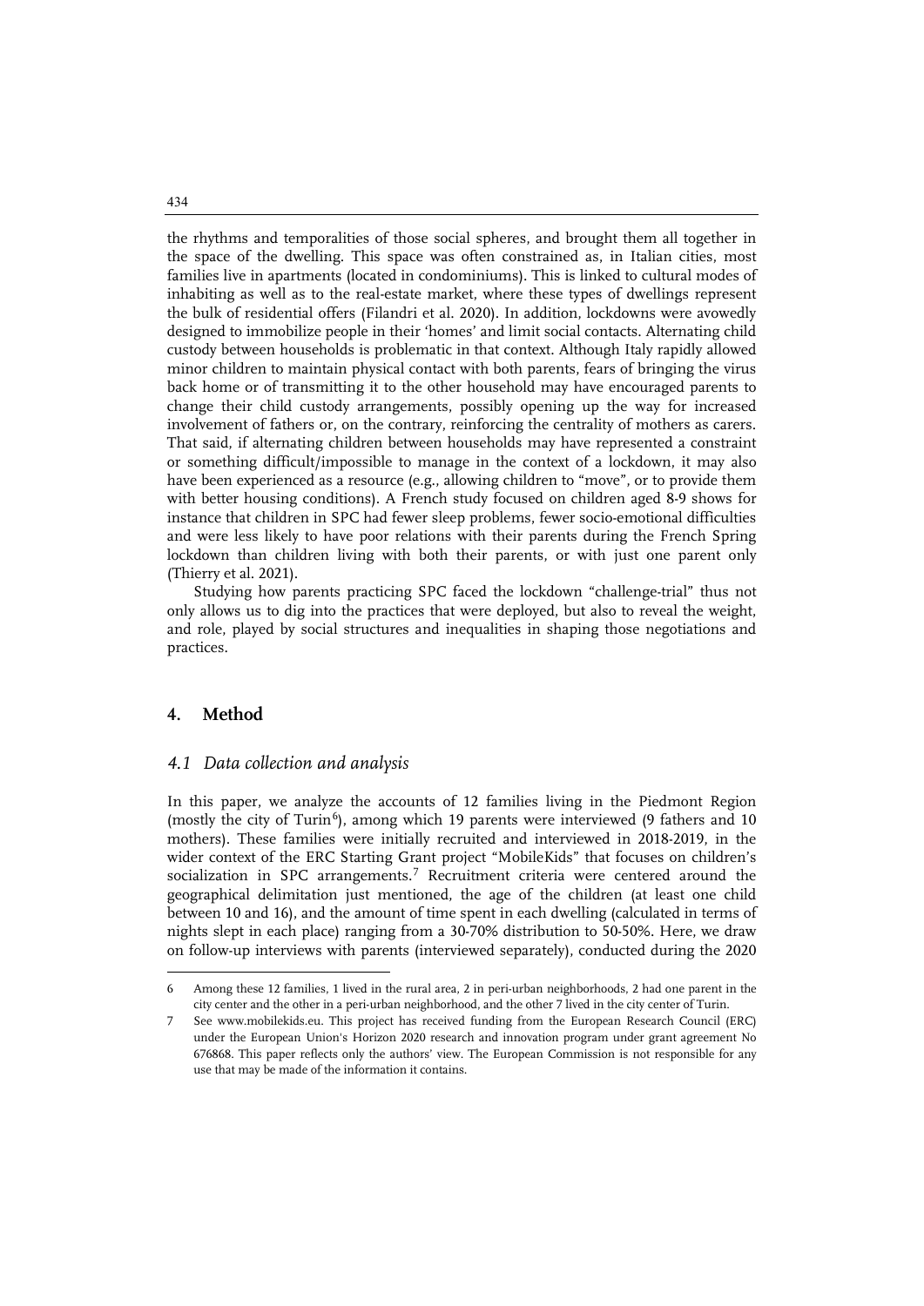the rhythms and temporalities of those social spheres, and brought them all together in the space of the dwelling. This space was often constrained as, in Italian cities, most families live in apartments (located in condominiums). This is linked to cultural modes of inhabiting as well as to the real-estate market, where these types of dwellings represent the bulk of residential offers (Filandri et al. 2020). In addition, lockdowns were avowedly designed to immobilize people in their 'homes' and limit social contacts. Alternating child custody between households is problematic in that context. Although Italy rapidly allowed minor children to maintain physical contact with both parents, fears of bringing the virus back home or of transmitting it to the other household may have encouraged parents to change their child custody arrangements, possibly opening up the way for increased involvement of fathers or, on the contrary, reinforcing the centrality of mothers as carers. That said, if alternating children between households may have represented a constraint or something difficult/impossible to manage in the context of a lockdown, it may also have been experienced as a resource (e.g., allowing children to "move", or to provide them with better housing conditions). A French study focused on children aged 8-9 shows for instance that children in SPC had fewer sleep problems, fewer socio-emotional difficulties and were less likely to have poor relations with their parents during the French Spring lockdown than children living with both their parents, or with just one parent only (Thierry et al. 2021).

Studying how parents practicing SPC faced the lockdown "challenge-trial" thus not only allows us to dig into the practices that were deployed, but also to reveal the weight, and role, played by social structures and inequalities in shaping those negotiations and practices.

## 4. Method

### *4.1 Data collection and analysis*

In this paper, we analyze the accounts of 12 families living in the Piedmont Region (mostly the city of Turin[6]), among which 19 parents were interviewed (9 fathers and 10 mothers). These families were initially recruited and interviewed in 2018-2019, in the wider context of the ERC Starting Grant project "MobileKids" that focuses on children's socialization in SPC arrangements.[7] Recruitment criteria were centered around the geographical delimitation just mentioned, the age of the children (at least one child between 10 and 16), and the amount of time spent in each dwelling (calculated in terms of nights slept in each place) ranging from a 30-70% distribution to 50-50%. Here, we draw on follow-up interviews with parents (interviewed separately), conducted during the 2020

---

6 Among these 12 families, 1 lived in the rural area, 2 in peri-urban neighborhoods, 2 had one parent in the city center and the other in a peri-urban neighborhood, and the other 7 lived in the city center of Turin.

7 See www.mobilekids.eu. This project has received funding from the European Research Council (ERC) under the European Union's Horizon 2020 research and innovation program under grant agreement No 676868. This paper reflects only the authors' view. The European Commission is not responsible for any use that may be made of the information it contains.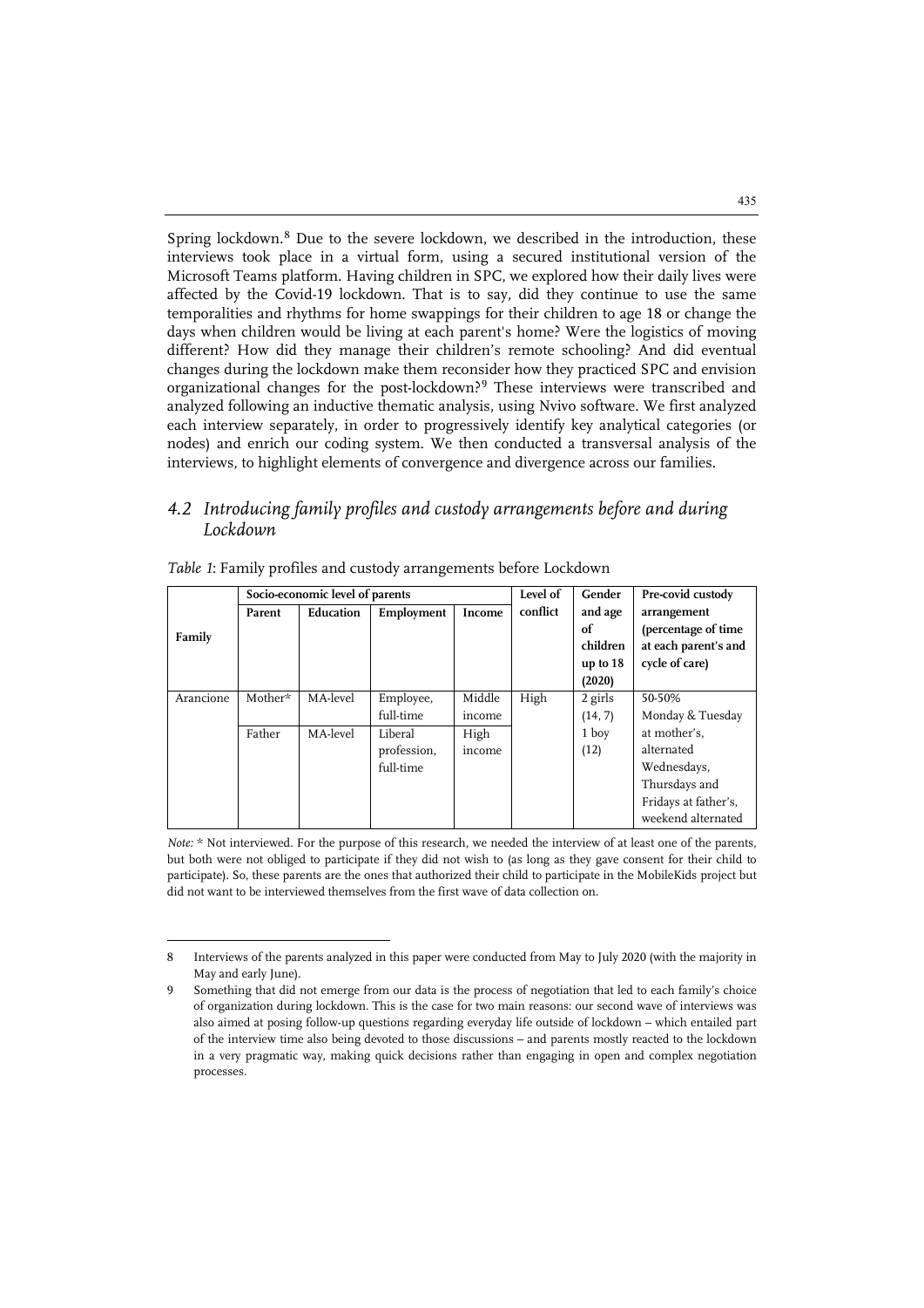Spring lockdown.[8] Due to the severe lockdown, we described in the introduction, these interviews took place in a virtual form, using a secured institutional version of the Microsoft Teams platform. Having children in SPC, we explored how their daily lives were affected by the Covid-19 lockdown. That is to say, did they continue to use the same temporalities and rhythms for home swappings for their children to age 18 or change the days when children would be living at each parent's home? Were the logistics of moving different? How did they manage their children's remote schooling? And did eventual changes during the lockdown make them reconsider how they practiced SPC and envision organizational changes for the post-lockdown?[9] These interviews were transcribed and analyzed following an inductive thematic analysis, using Nvivo software. We first analyzed each interview separately, in order to progressively identify key analytical categories (or nodes) and enrich our coding system. We then conducted a transversal analysis of the interviews, to highlight elements of convergence and divergence across our families.

## *4.2 Introducing family profiles and custody arrangements before and during Lockdown*

*Table 1*: Family profiles and custody arrangements before Lockdown

| Family | Socio-economic level of parents | | | | Level of conflict | Gender and age of children up to 18 (2020) | Pre-covid custody arrangement (percentage of time at each parent's and cycle of care) |
|---|---|---|---|---|---|---|---|
| | **Parent** | **Education** | **Employment** | **Income** | | | |
| Arancione | Mother* | MA-level | Employee, full-time | Middle income | High | 2 girls (14, 7) 1 boy (12) | 50-50% Monday & Tuesday at mother's, alternated Wednesdays, Thursdays and Fridays at father's, weekend alternated |
| | Father | MA-level | Liberal profession, full-time | High income | | | |

*Note:* * Not interviewed. For the purpose of this research, we needed the interview of at least one of the parents, but both were not obliged to participate if they did not wish to (as long as they gave consent for their child to participate). So, these parents are the ones that authorized their child to participate in the MobileKids project but did not want to be interviewed themselves from the first wave of data collection on.

---

8 Interviews of the parents analyzed in this paper were conducted from May to July 2020 (with the majority in May and early June).

9 Something that did not emerge from our data is the process of negotiation that led to each family's choice of organization during lockdown. This is the case for two main reasons: our second wave of interviews was also aimed at posing follow-up questions regarding everyday life outside of lockdown – which entailed part of the interview time also being devoted to those discussions – and parents mostly reacted to the lockdown in a very pragmatic way, making quick decisions rather than engaging in open and complex negotiation processes.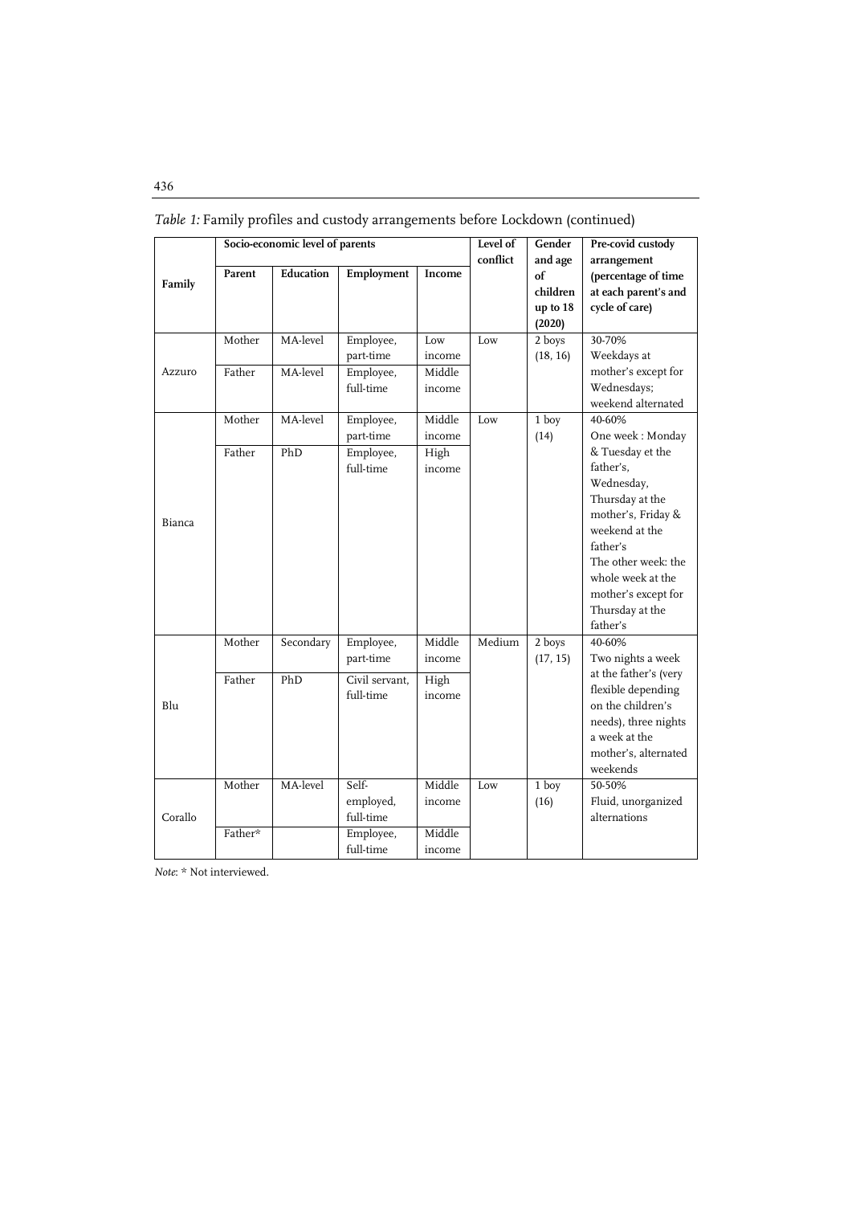*Table 1:* Family profiles and custody arrangements before Lockdown (continued)

| Family | Socio-economic level of parents | | | | Level of conflict | Gender and age of children up to 18 (2020) | Pre-covid custody arrangement (percentage of time at each parent's and cycle of care) |
|---|---|---|---|---|---|---|---|
| | Parent | Education | Employment | Income | | | |
| Azzuro | Mother | MA-level | Employee, part-time | Low income | Low | 2 boys (18, 16) | 30-70% Weekdays at mother's except for Wednesdays; weekend alternated |
| | Father | MA-level | Employee, full-time | Middle income | | | |
| Bianca | Mother | MA-level | Employee, part-time | Middle income | Low | 1 boy (14) | 40-60% One week : Monday & Tuesday et the father's, Wednesday, Thursday at the mother's, Friday & weekend at the father's The other week: the whole week at the mother's except for Thursday at the father's |
| | Father | PhD | Employee, full-time | High income | | | |
| Blu | Mother | Secondary | Employee, part-time | Middle income | Medium | 2 boys (17, 15) | 40-60% Two nights a week at the father's (very flexible depending on the children's needs), three nights a week at the mother's, alternated weekends |
| | Father | PhD | Civil servant, full-time | High income | | | |
| Corallo | Mother | MA-level | Self-employed, full-time | Middle income | Low | 1 boy (16) | 50-50% Fluid, unorganized alternations |
| | Father* | | Employee, full-time | Middle income | | | |

*Note*: * Not interviewed.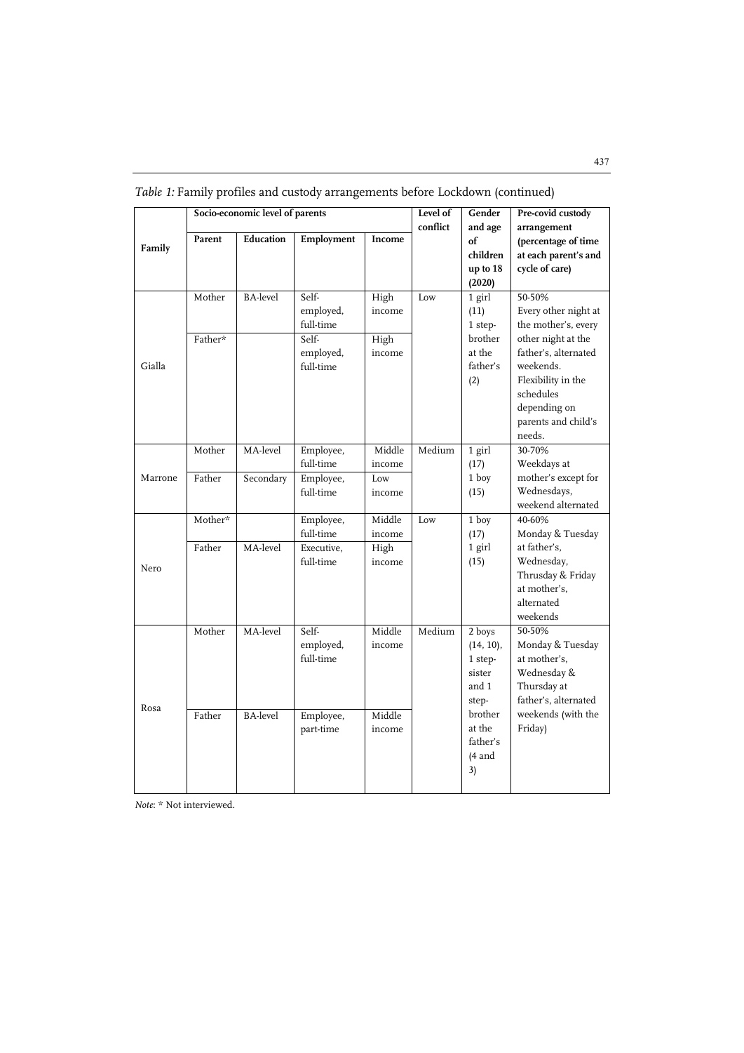*Table 1:* Family profiles and custody arrangements before Lockdown (continued)

| Family | Socio-economic level of parents | | | | Level of conflict | Gender and age of children up to 18 (2020) | Pre-covid custody arrangement (percentage of time at each parent's and cycle of care) |
|---|---|---|---|---|---|---|---|
| | Parent | Education | Employment | Income | | | |
| Gialla | Mother | BA-level | Self-employed, full-time | High income | Low | 1 girl (11) 1 step-brother at the father's (2) | 50-50% Every other night at the mother's, every other night at the father's, alternated weekends. Flexibility in the schedules depending on parents and child's needs. |
| | Father* | | Self-employed, full-time | High income | | | |
| Marrone | Mother | MA-level | Employee, full-time | Middle income | Medium | 1 girl (17) 1 boy (15) | 30-70% Weekdays at mother's except for Wednesdays, weekend alternated |
| | Father | Secondary | Employee, full-time | Low income | | | |
| Nero | Mother* | | Employee, full-time | Middle income | Low | 1 boy (17) 1 girl (15) | 40-60% Monday & Tuesday at father's, Wednesday, Thrusday & Friday at mother's, alternated weekends |
| | Father | MA-level | Executive, full-time | High income | | | |
| Rosa | Mother | MA-level | Self-employed, full-time | Middle income | Medium | 2 boys (14, 10), 1 step-sister and 1 step-brother at the father's (4 and 3) | 50-50% Monday & Tuesday at mother's, Wednesday & Thursday at father's, alternated weekends (with the Friday) |
| | Father | BA-level | Employee, part-time | Middle income | | | |

*Note*: * Not interviewed.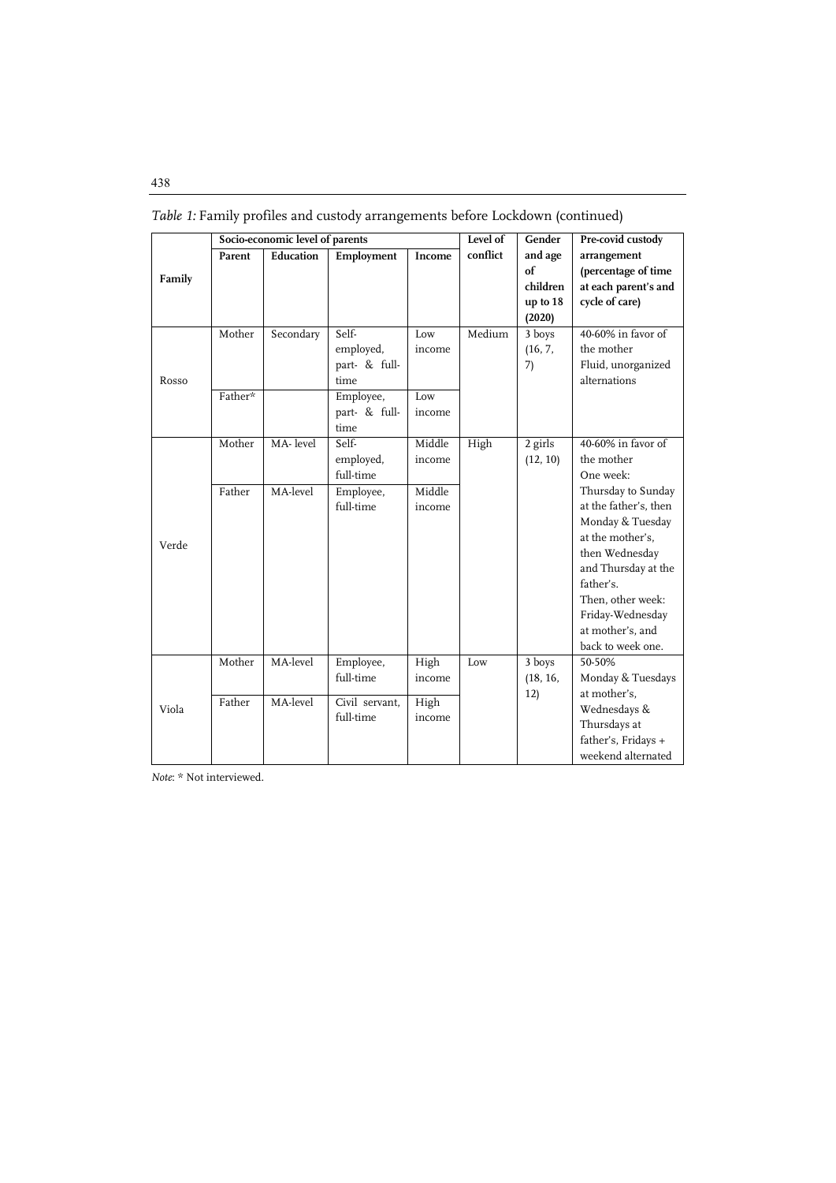*Table 1:* Family profiles and custody arrangements before Lockdown (continued)

| Family | Socio-economic level of parents | | | | Level of conflict | Gender and age of children up to 18 (2020) | Pre-covid custody arrangement (percentage of time at each parent's and cycle of care) |
|---|---|---|---|---|---|---|---|
| | Parent | Education | Employment | Income | | | |
| Rosso | Mother | Secondary | Self-employed, part- & full-time | Low income | Medium | 3 boys (16, 7, 7) | 40-60% in favor of the mother<br>Fluid, unorganized alternations |
| | Father* | | Employee, part- & full-time | Low income | | | |
| Verde | Mother | MA- level | Self-employed, full-time | Middle income | High | 2 girls (12, 10) | 40-60% in favor of the mother<br>One week: Thursday to Sunday at the father's, then Monday & Tuesday at the mother's, then Wednesday and Thursday at the father's.<br>Then, other week: Friday-Wednesday at mother's, and back to week one. |
| | Father | MA-level | Employee, full-time | Middle income | | | |
| Viola | Mother | MA-level | Employee, full-time | High income | Low | 3 boys (18, 16, 12) | 50-50%<br>Monday & Tuesdays at mother's, Wednesdays & Thursdays at father's, Fridays + weekend alternated |
| | Father | MA-level | Civil servant, full-time | High income | | | |

*Note*: * Not interviewed.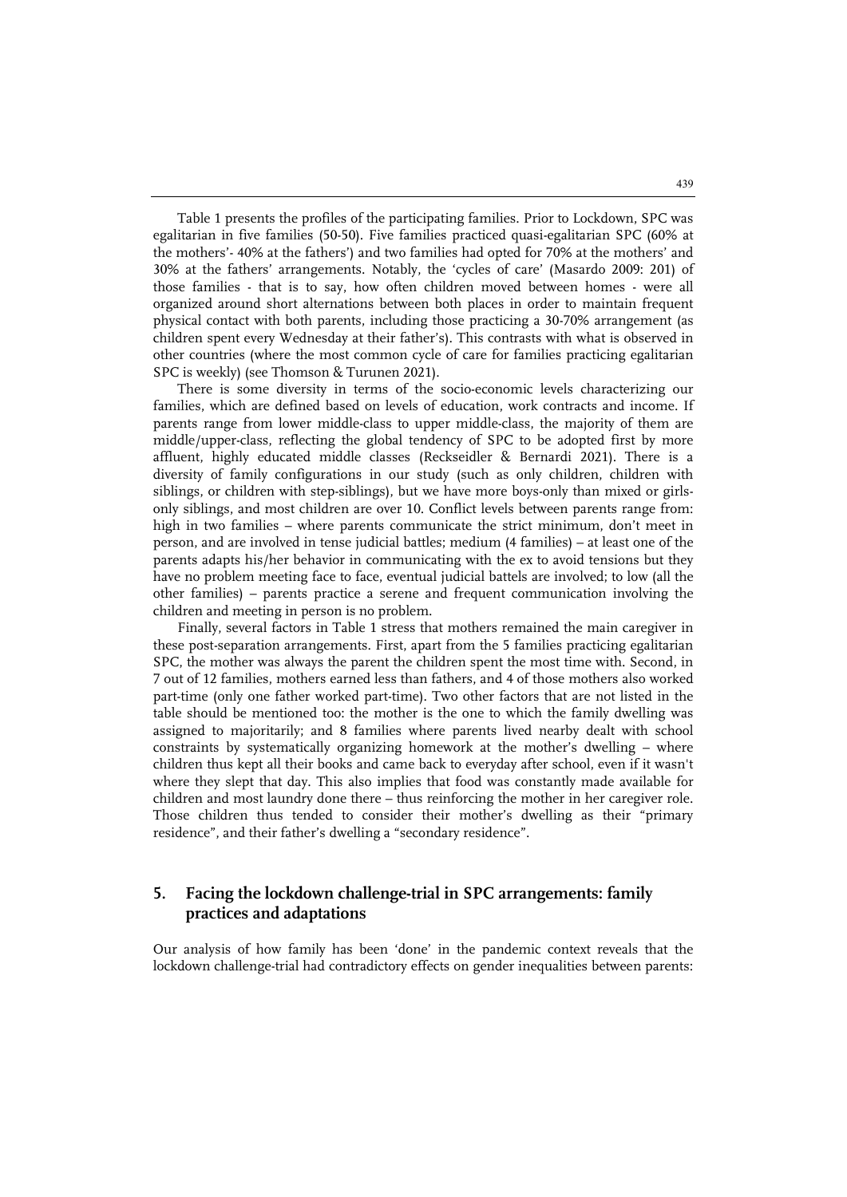Table 1 presents the profiles of the participating families. Prior to Lockdown, SPC was egalitarian in five families (50-50). Five families practiced quasi-egalitarian SPC (60% at the mothers'- 40% at the fathers') and two families had opted for 70% at the mothers' and 30% at the fathers' arrangements. Notably, the 'cycles of care' (Masardo 2009: 201) of those families - that is to say, how often children moved between homes - were all organized around short alternations between both places in order to maintain frequent physical contact with both parents, including those practicing a 30-70% arrangement (as children spent every Wednesday at their father's). This contrasts with what is observed in other countries (where the most common cycle of care for families practicing egalitarian SPC is weekly) (see Thomson & Turunen 2021).

There is some diversity in terms of the socio-economic levels characterizing our families, which are defined based on levels of education, work contracts and income. If parents range from lower middle-class to upper middle-class, the majority of them are middle/upper-class, reflecting the global tendency of SPC to be adopted first by more affluent, highly educated middle classes (Reckseidler & Bernardi 2021). There is a diversity of family configurations in our study (such as only children, children with siblings, or children with step-siblings), but we have more boys-only than mixed or girls-only siblings, and most children are over 10. Conflict levels between parents range from: high in two families – where parents communicate the strict minimum, don't meet in person, and are involved in tense judicial battles; medium (4 families) – at least one of the parents adapts his/her behavior in communicating with the ex to avoid tensions but they have no problem meeting face to face, eventual judicial battels are involved; to low (all the other families) – parents practice a serene and frequent communication involving the children and meeting in person is no problem.

Finally, several factors in Table 1 stress that mothers remained the main caregiver in these post-separation arrangements. First, apart from the 5 families practicing egalitarian SPC, the mother was always the parent the children spent the most time with. Second, in 7 out of 12 families, mothers earned less than fathers, and 4 of those mothers also worked part-time (only one father worked part-time). Two other factors that are not listed in the table should be mentioned too: the mother is the one to which the family dwelling was assigned to majoritarily; and 8 families where parents lived nearby dealt with school constraints by systematically organizing homework at the mother's dwelling – where children thus kept all their books and came back to everyday after school, even if it wasn't where they slept that day. This also implies that food was constantly made available for children and most laundry done there – thus reinforcing the mother in her caregiver role. Those children thus tended to consider their mother's dwelling as their "primary residence", and their father's dwelling a "secondary residence".

## 5. Facing the lockdown challenge-trial in SPC arrangements: family practices and adaptations

Our analysis of how family has been 'done' in the pandemic context reveals that the lockdown challenge-trial had contradictory effects on gender inequalities between parents: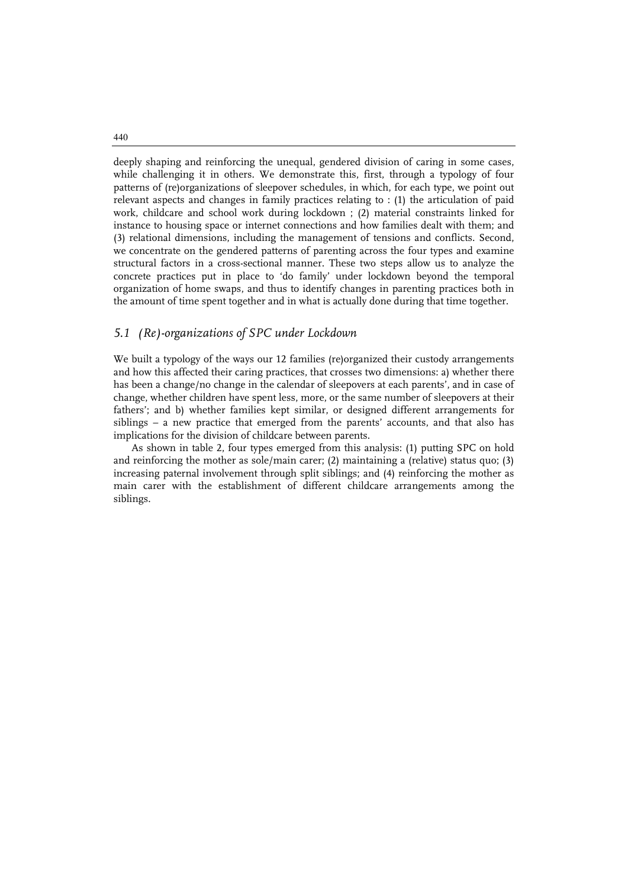deeply shaping and reinforcing the unequal, gendered division of caring in some cases, while challenging it in others. We demonstrate this, first, through a typology of four patterns of (re)organizations of sleepover schedules, in which, for each type, we point out relevant aspects and changes in family practices relating to : (1) the articulation of paid work, childcare and school work during lockdown ; (2) material constraints linked for instance to housing space or internet connections and how families dealt with them; and (3) relational dimensions, including the management of tensions and conflicts. Second, we concentrate on the gendered patterns of parenting across the four types and examine structural factors in a cross-sectional manner. These two steps allow us to analyze the concrete practices put in place to 'do family' under lockdown beyond the temporal organization of home swaps, and thus to identify changes in parenting practices both in the amount of time spent together and in what is actually done during that time together.

## *5.1 (Re)-organizations of SPC under Lockdown*

We built a typology of the ways our 12 families (re)organized their custody arrangements and how this affected their caring practices, that crosses two dimensions: a) whether there has been a change/no change in the calendar of sleepovers at each parents', and in case of change, whether children have spent less, more, or the same number of sleepovers at their fathers'; and b) whether families kept similar, or designed different arrangements for siblings – a new practice that emerged from the parents' accounts, and that also has implications for the division of childcare between parents.

As shown in table 2, four types emerged from this analysis: (1) putting SPC on hold and reinforcing the mother as sole/main carer; (2) maintaining a (relative) status quo; (3) increasing paternal involvement through split siblings; and (4) reinforcing the mother as main carer with the establishment of different childcare arrangements among the siblings.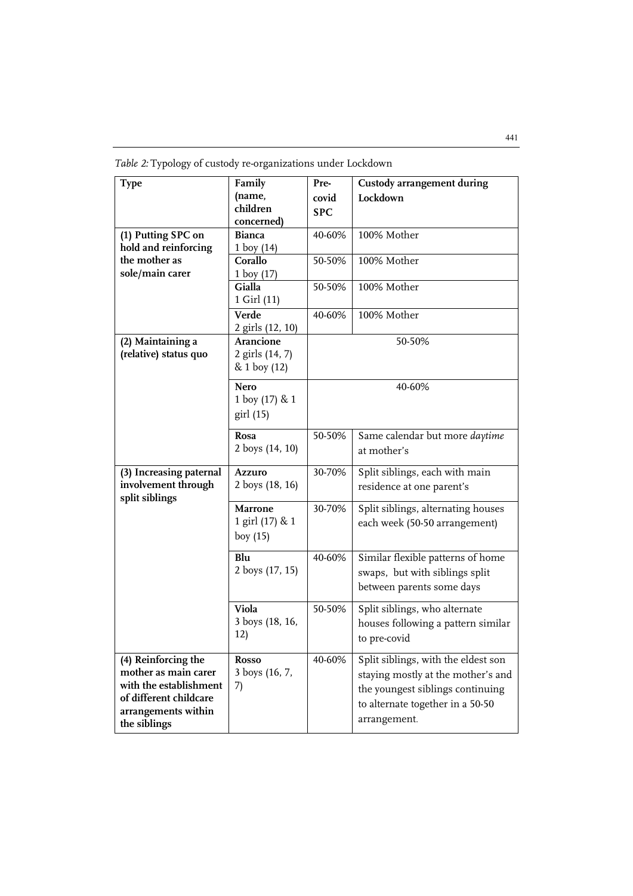*Table 2:* Typology of custody re-organizations under Lockdown

| Type | Family (name, children concerned) | Pre-covid SPC | Custody arrangement during Lockdown |
|---|---|---|---|
| **(1) Putting SPC on hold and reinforcing the mother as sole/main carer** | **Bianca** 1 boy (14) | 40-60% | 100% Mother |
| | **Corallo** 1 boy (17) | 50-50% | 100% Mother |
| | **Gialla** 1 Girl (11) | 50-50% | 100% Mother |
| | **Verde** 2 girls (12, 10) | 40-60% | 100% Mother |
| **(2) Maintaining a (relative) status quo** | **Arancione** 2 girls (14, 7) & 1 boy (12) | 50-50% | |
| | **Nero** 1 boy (17) & 1 girl (15) | 40-60% | |
| | **Rosa** 2 boys (14, 10) | 50-50% | Same calendar but more *daytime* at mother's |
| **(3) Increasing paternal involvement through split siblings** | **Azzuro** 2 boys (18, 16) | 30-70% | Split siblings, each with main residence at one parent's |
| | **Marrone** 1 girl (17) & 1 boy (15) | 30-70% | Split siblings, alternating houses each week (50-50 arrangement) |
| | **Blu** 2 boys (17, 15) | 40-60% | Similar flexible patterns of home swaps, but with siblings split between parents some days |
| | **Viola** 3 boys (18, 16, 12) | 50-50% | Split siblings, who alternate houses following a pattern similar to pre-covid |
| **(4) Reinforcing the mother as main carer with the establishment of different childcare arrangements within the siblings** | **Rosso** 3 boys (16, 7, 7) | 40-60% | Split siblings, with the eldest son staying mostly at the mother's and the youngest siblings continuing to alternate together in a 50-50 arrangement. |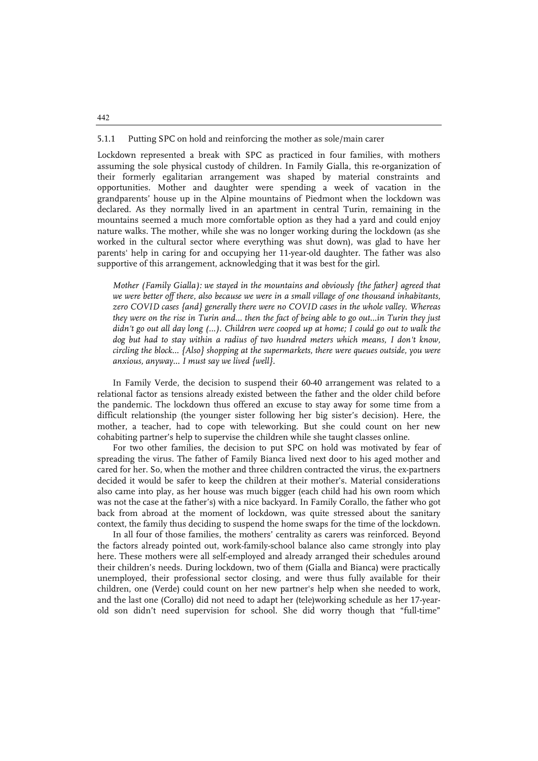#### 5.1.1 Putting SPC on hold and reinforcing the mother as sole/main carer

Lockdown represented a break with SPC as practiced in four families, with mothers assuming the sole physical custody of children. In Family Gialla, this re-organization of their formerly egalitarian arrangement was shaped by material constraints and opportunities. Mother and daughter were spending a week of vacation in the grandparents' house up in the Alpine mountains of Piedmont when the lockdown was declared. As they normally lived in an apartment in central Turin, remaining in the mountains seemed a much more comfortable option as they had a yard and could enjoy nature walks. The mother, while she was no longer working during the lockdown (as she worked in the cultural sector where everything was shut down), was glad to have her parents' help in caring for and occupying her 11-year-old daughter. The father was also supportive of this arrangement, acknowledging that it was best for the girl.

> *Mother (Family Gialla): we stayed in the mountains and obviously {the father} agreed that we were better off there, also because we were in a small village of one thousand inhabitants, zero COVID cases {and} generally there were no COVID cases in the whole valley. Whereas they were on the rise in Turin and... then the fact of being able to go out...in Turin they just didn't go out all day long (...). Children were cooped up at home; I could go out to walk the dog but had to stay within a radius of two hundred meters which means, I don't know, circling the block... {Also} shopping at the supermarkets, there were queues outside, you were anxious, anyway... I must say we lived {well}.*

In Family Verde, the decision to suspend their 60-40 arrangement was related to a relational factor as tensions already existed between the father and the older child before the pandemic. The lockdown thus offered an excuse to stay away for some time from a difficult relationship (the younger sister following her big sister's decision). Here, the mother, a teacher, had to cope with teleworking. But she could count on her new cohabiting partner's help to supervise the children while she taught classes online.

For two other families, the decision to put SPC on hold was motivated by fear of spreading the virus. The father of Family Bianca lived next door to his aged mother and cared for her. So, when the mother and three children contracted the virus, the ex-partners decided it would be safer to keep the children at their mother's. Material considerations also came into play, as her house was much bigger (each child had his own room which was not the case at the father's) with a nice backyard. In Family Corallo, the father who got back from abroad at the moment of lockdown, was quite stressed about the sanitary context, the family thus deciding to suspend the home swaps for the time of the lockdown.

In all four of those families, the mothers' centrality as carers was reinforced. Beyond the factors already pointed out, work-family-school balance also came strongly into play here. These mothers were all self-employed and already arranged their schedules around their children's needs. During lockdown, two of them (Gialla and Bianca) were practically unemployed, their professional sector closing, and were thus fully available for their children, one (Verde) could count on her new partner's help when she needed to work, and the last one (Corallo) did not need to adapt her (tele)working schedule as her 17-year-old son didn't need supervision for school. She did worry though that "full-time"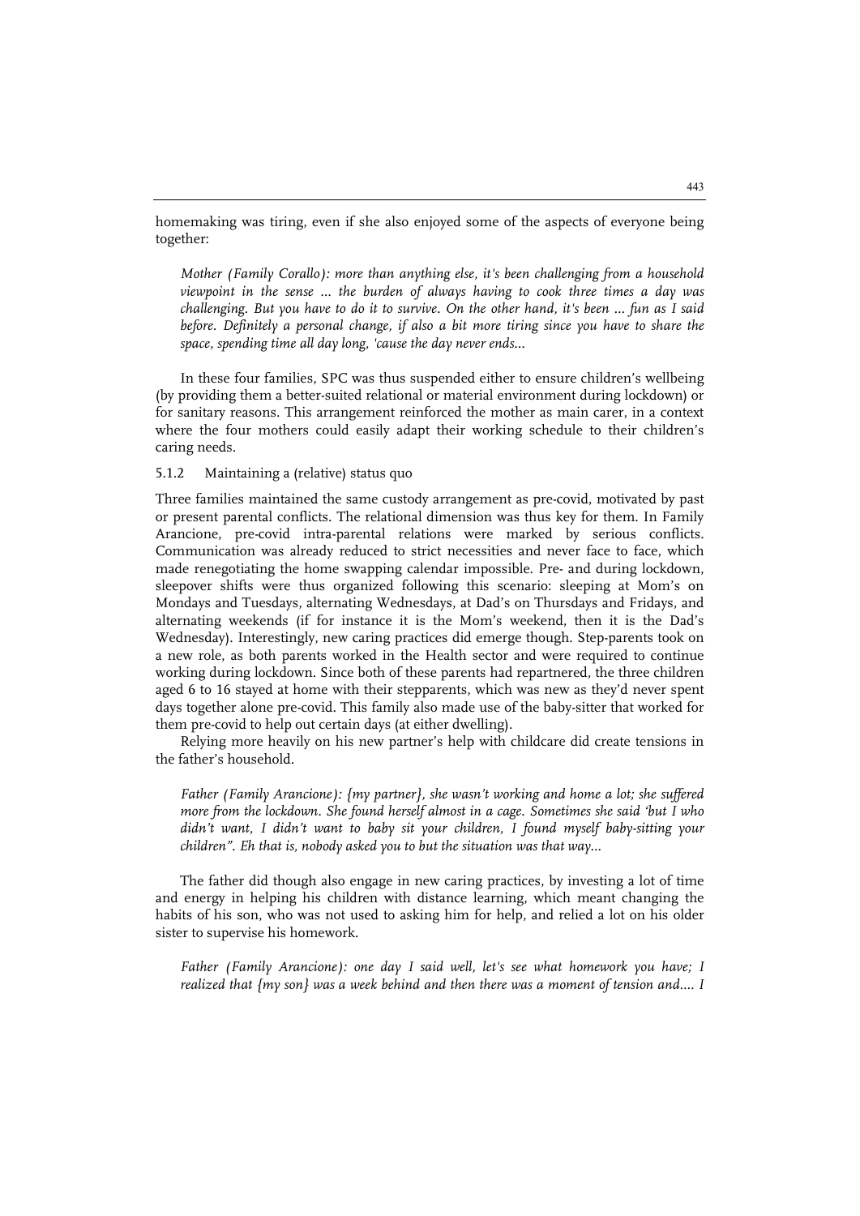homemaking was tiring, even if she also enjoyed some of the aspects of everyone being together:

> *Mother (Family Corallo): more than anything else, it's been challenging from a household viewpoint in the sense ... the burden of always having to cook three times a day was challenging. But you have to do it to survive. On the other hand, it's been ... fun as I said before. Definitely a personal change, if also a bit more tiring since you have to share the space, spending time all day long, 'cause the day never ends...*

In these four families, SPC was thus suspended either to ensure children's wellbeing (by providing them a better-suited relational or material environment during lockdown) or for sanitary reasons. This arrangement reinforced the mother as main carer, in a context where the four mothers could easily adapt their working schedule to their children's caring needs.

#### 5.1.2 Maintaining a (relative) status quo

Three families maintained the same custody arrangement as pre-covid, motivated by past or present parental conflicts. The relational dimension was thus key for them. In Family Arancione, pre-covid intra-parental relations were marked by serious conflicts. Communication was already reduced to strict necessities and never face to face, which made renegotiating the home swapping calendar impossible. Pre- and during lockdown, sleepover shifts were thus organized following this scenario: sleeping at Mom's on Mondays and Tuesdays, alternating Wednesdays, at Dad's on Thursdays and Fridays, and alternating weekends (if for instance it is the Mom's weekend, then it is the Dad's Wednesday). Interestingly, new caring practices did emerge though. Step-parents took on a new role, as both parents worked in the Health sector and were required to continue working during lockdown. Since both of these parents had repartnered, the three children aged 6 to 16 stayed at home with their stepparents, which was new as they'd never spent days together alone pre-covid. This family also made use of the baby-sitter that worked for them pre-covid to help out certain days (at either dwelling).

Relying more heavily on his new partner's help with childcare did create tensions in the father's household.

> *Father (Family Arancione): {my partner}, she wasn't working and home a lot; she suffered more from the lockdown. She found herself almost in a cage. Sometimes she said 'but I who didn't want, I didn't want to baby sit your children, I found myself baby-sitting your children". Eh that is, nobody asked you to but the situation was that way...*

The father did though also engage in new caring practices, by investing a lot of time and energy in helping his children with distance learning, which meant changing the habits of his son, who was not used to asking him for help, and relied a lot on his older sister to supervise his homework.

> *Father (Family Arancione): one day I said well, let's see what homework you have; I realized that {my son} was a week behind and then there was a moment of tension and.... I*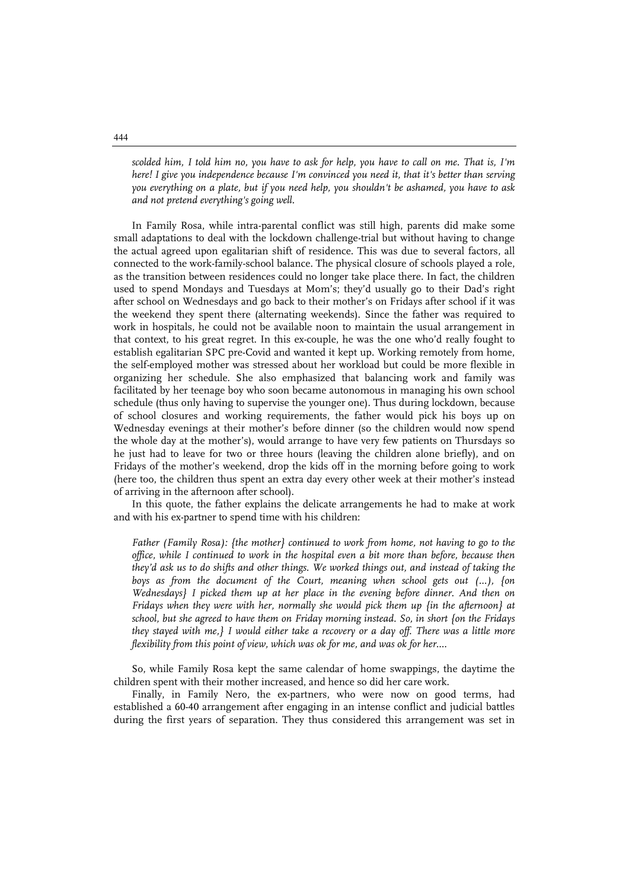*scolded him, I told him no, you have to ask for help, you have to call on me. That is, I'm here! I give you independence because I'm convinced you need it, that it's better than serving you everything on a plate, but if you need help, you shouldn't be ashamed, you have to ask and not pretend everything's going well.*

In Family Rosa, while intra-parental conflict was still high, parents did make some small adaptations to deal with the lockdown challenge-trial but without having to change the actual agreed upon egalitarian shift of residence. This was due to several factors, all connected to the work-family-school balance. The physical closure of schools played a role, as the transition between residences could no longer take place there. In fact, the children used to spend Mondays and Tuesdays at Mom's; they'd usually go to their Dad's right after school on Wednesdays and go back to their mother's on Fridays after school if it was the weekend they spent there (alternating weekends). Since the father was required to work in hospitals, he could not be available noon to maintain the usual arrangement in that context, to his great regret. In this ex-couple, he was the one who'd really fought to establish egalitarian SPC pre-Covid and wanted it kept up. Working remotely from home, the self-employed mother was stressed about her workload but could be more flexible in organizing her schedule. She also emphasized that balancing work and family was facilitated by her teenage boy who soon became autonomous in managing his own school schedule (thus only having to supervise the younger one). Thus during lockdown, because of school closures and working requirements, the father would pick his boys up on Wednesday evenings at their mother's before dinner (so the children would now spend the whole day at the mother's), would arrange to have very few patients on Thursdays so he just had to leave for two or three hours (leaving the children alone briefly), and on Fridays of the mother's weekend, drop the kids off in the morning before going to work (here too, the children thus spent an extra day every other week at their mother's instead of arriving in the afternoon after school).

In this quote, the father explains the delicate arrangements he had to make at work and with his ex-partner to spend time with his children:

*Father (Family Rosa): {the mother} continued to work from home, not having to go to the office, while I continued to work in the hospital even a bit more than before, because then they'd ask us to do shifts and other things. We worked things out, and instead of taking the boys as from the document of the Court, meaning when school gets out (...), {on Wednesdays} I picked them up at her place in the evening before dinner. And then on Fridays when they were with her, normally she would pick them up {in the afternoon} at school, but she agreed to have them on Friday morning instead. So, in short {on the Fridays they stayed with me,} I would either take a recovery or a day off. There was a little more flexibility from this point of view, which was ok for me, and was ok for her....*

So, while Family Rosa kept the same calendar of home swappings, the daytime the children spent with their mother increased, and hence so did her care work.

Finally, in Family Nero, the ex-partners, who were now on good terms, had established a 60-40 arrangement after engaging in an intense conflict and judicial battles during the first years of separation. They thus considered this arrangement was set in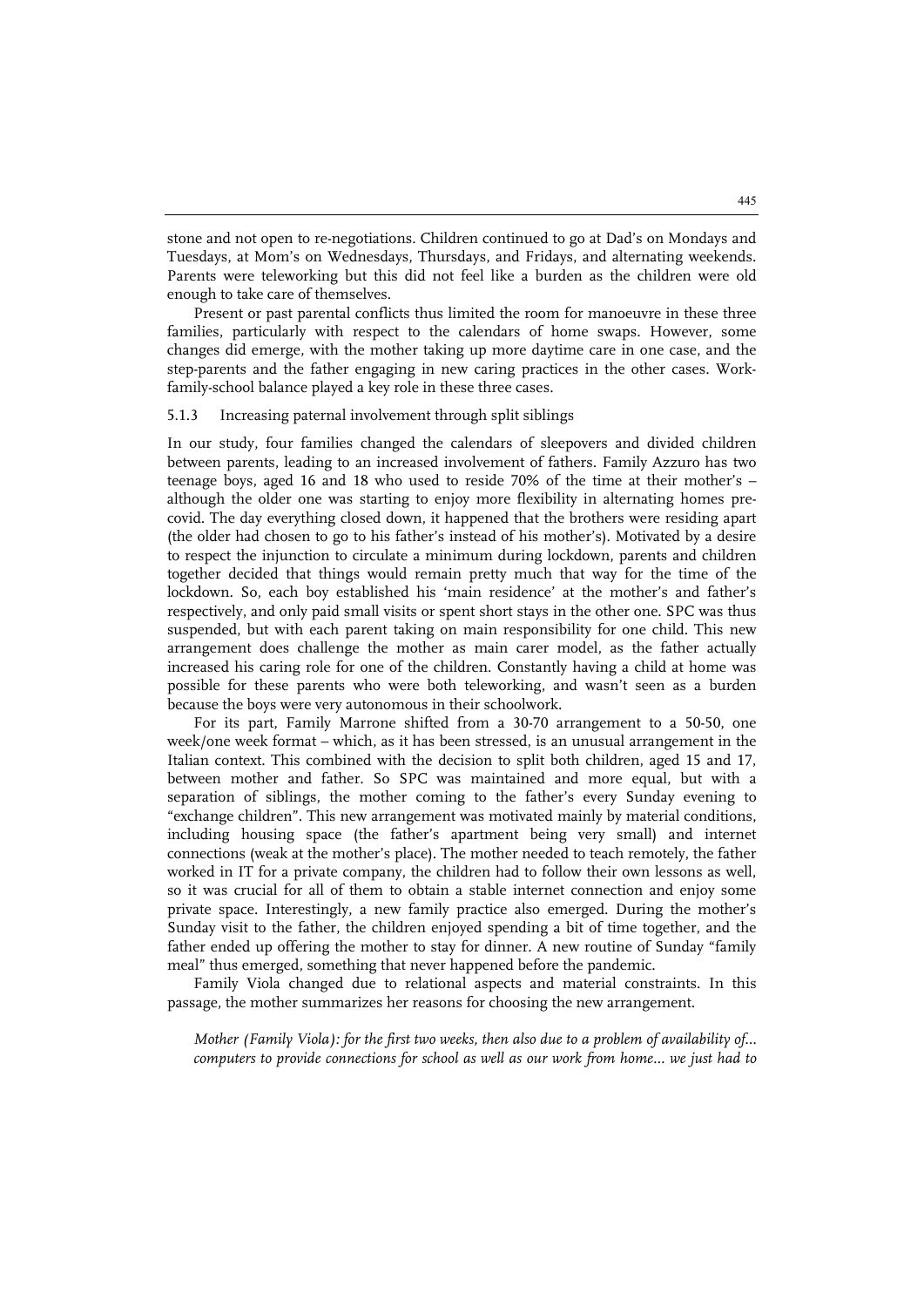stone and not open to re-negotiations. Children continued to go at Dad's on Mondays and Tuesdays, at Mom's on Wednesdays, Thursdays, and Fridays, and alternating weekends. Parents were teleworking but this did not feel like a burden as the children were old enough to take care of themselves.

Present or past parental conflicts thus limited the room for manoeuvre in these three families, particularly with respect to the calendars of home swaps. However, some changes did emerge, with the mother taking up more daytime care in one case, and the step-parents and the father engaging in new caring practices in the other cases. Work-family-school balance played a key role in these three cases.

### 5.1.3 Increasing paternal involvement through split siblings

In our study, four families changed the calendars of sleepovers and divided children between parents, leading to an increased involvement of fathers. Family Azzuro has two teenage boys, aged 16 and 18 who used to reside 70% of the time at their mother's – although the older one was starting to enjoy more flexibility in alternating homes pre-covid. The day everything closed down, it happened that the brothers were residing apart (the older had chosen to go to his father's instead of his mother's). Motivated by a desire to respect the injunction to circulate a minimum during lockdown, parents and children together decided that things would remain pretty much that way for the time of the lockdown. So, each boy established his 'main residence' at the mother's and father's respectively, and only paid small visits or spent short stays in the other one. SPC was thus suspended, but with each parent taking on main responsibility for one child. This new arrangement does challenge the mother as main carer model, as the father actually increased his caring role for one of the children. Constantly having a child at home was possible for these parents who were both teleworking, and wasn't seen as a burden because the boys were very autonomous in their schoolwork.

For its part, Family Marrone shifted from a 30-70 arrangement to a 50-50, one week/one week format – which, as it has been stressed, is an unusual arrangement in the Italian context. This combined with the decision to split both children, aged 15 and 17, between mother and father. So SPC was maintained and more equal, but with a separation of siblings, the mother coming to the father's every Sunday evening to "exchange children". This new arrangement was motivated mainly by material conditions, including housing space (the father's apartment being very small) and internet connections (weak at the mother's place). The mother needed to teach remotely, the father worked in IT for a private company, the children had to follow their own lessons as well, so it was crucial for all of them to obtain a stable internet connection and enjoy some private space. Interestingly, a new family practice also emerged. During the mother's Sunday visit to the father, the children enjoyed spending a bit of time together, and the father ended up offering the mother to stay for dinner. A new routine of Sunday "family meal" thus emerged, something that never happened before the pandemic.

Family Viola changed due to relational aspects and material constraints. In this passage, the mother summarizes her reasons for choosing the new arrangement.

*Mother (Family Viola): for the first two weeks, then also due to a problem of availability of... computers to provide connections for school as well as our work from home... we just had to*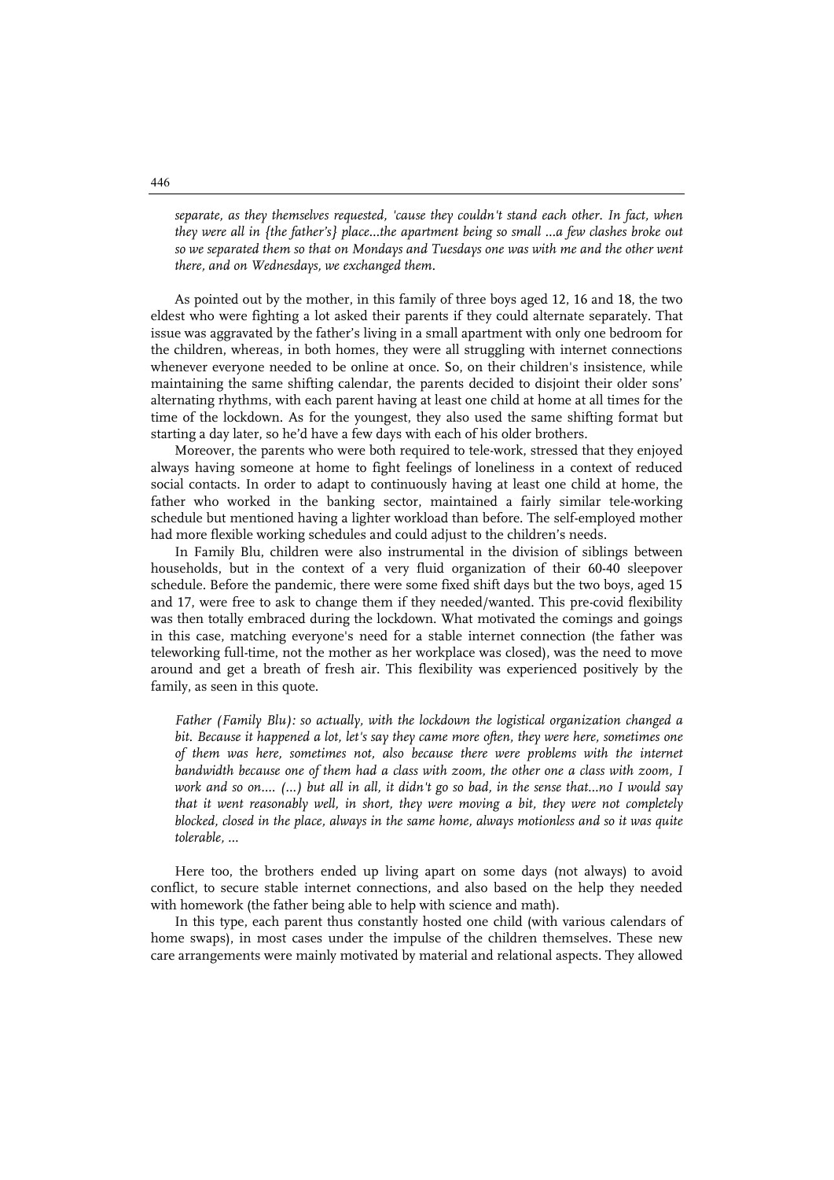*separate, as they themselves requested, 'cause they couldn't stand each other. In fact, when they were all in {the father's} place...the apartment being so small ...a few clashes broke out so we separated them so that on Mondays and Tuesdays one was with me and the other went there, and on Wednesdays, we exchanged them.*

As pointed out by the mother, in this family of three boys aged 12, 16 and 18, the two eldest who were fighting a lot asked their parents if they could alternate separately. That issue was aggravated by the father's living in a small apartment with only one bedroom for the children, whereas, in both homes, they were all struggling with internet connections whenever everyone needed to be online at once. So, on their children's insistence, while maintaining the same shifting calendar, the parents decided to disjoint their older sons' alternating rhythms, with each parent having at least one child at home at all times for the time of the lockdown. As for the youngest, they also used the same shifting format but starting a day later, so he'd have a few days with each of his older brothers.

Moreover, the parents who were both required to tele-work, stressed that they enjoyed always having someone at home to fight feelings of loneliness in a context of reduced social contacts. In order to adapt to continuously having at least one child at home, the father who worked in the banking sector, maintained a fairly similar tele-working schedule but mentioned having a lighter workload than before. The self-employed mother had more flexible working schedules and could adjust to the children's needs.

In Family Blu, children were also instrumental in the division of siblings between households, but in the context of a very fluid organization of their 60-40 sleepover schedule. Before the pandemic, there were some fixed shift days but the two boys, aged 15 and 17, were free to ask to change them if they needed/wanted. This pre-covid flexibility was then totally embraced during the lockdown. What motivated the comings and goings in this case, matching everyone's need for a stable internet connection (the father was teleworking full-time, not the mother as her workplace was closed), was the need to move around and get a breath of fresh air. This flexibility was experienced positively by the family, as seen in this quote.

*Father (Family Blu): so actually, with the lockdown the logistical organization changed a bit. Because it happened a lot, let's say they came more often, they were here, sometimes one of them was here, sometimes not, also because there were problems with the internet bandwidth because one of them had a class with zoom, the other one a class with zoom, I work and so on.... (...) but all in all, it didn't go so bad, in the sense that...no I would say that it went reasonably well, in short, they were moving a bit, they were not completely blocked, closed in the place, always in the same home, always motionless and so it was quite tolerable, ...*

Here too, the brothers ended up living apart on some days (not always) to avoid conflict, to secure stable internet connections, and also based on the help they needed with homework (the father being able to help with science and math).

In this type, each parent thus constantly hosted one child (with various calendars of home swaps), in most cases under the impulse of the children themselves. These new care arrangements were mainly motivated by material and relational aspects. They allowed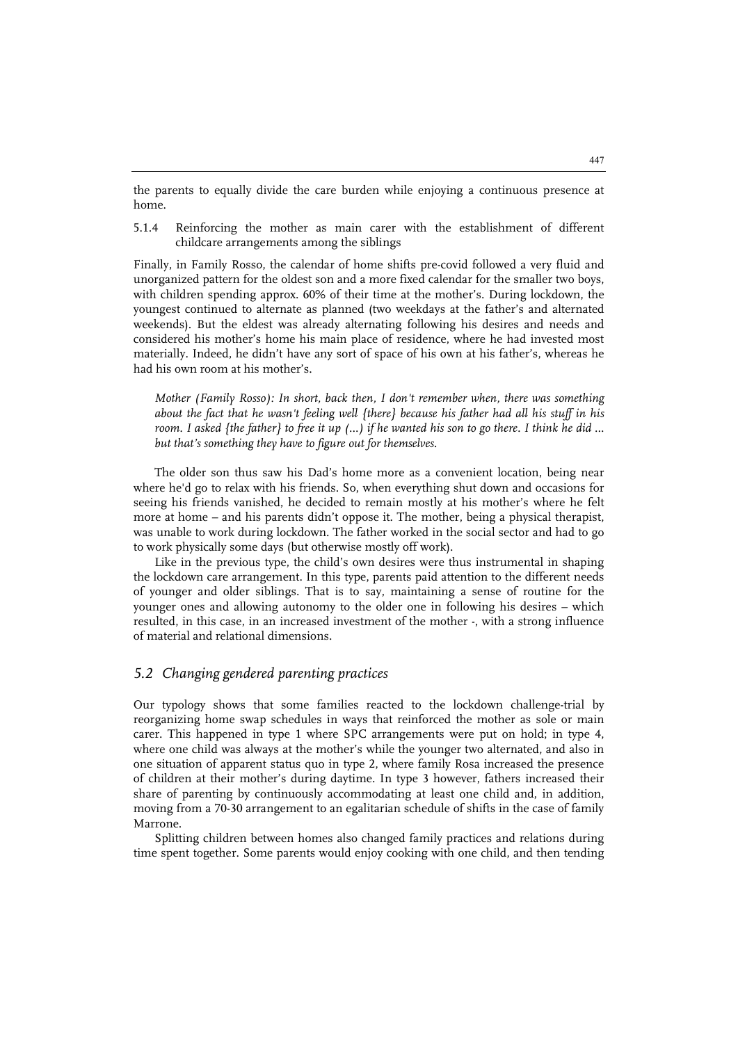the parents to equally divide the care burden while enjoying a continuous presence at home.

### 5.1.4 Reinforcing the mother as main carer with the establishment of different childcare arrangements among the siblings

Finally, in Family Rosso, the calendar of home shifts pre-covid followed a very fluid and unorganized pattern for the oldest son and a more fixed calendar for the smaller two boys, with children spending approx. 60% of their time at the mother's. During lockdown, the youngest continued to alternate as planned (two weekdays at the father's and alternated weekends). But the eldest was already alternating following his desires and needs and considered his mother's home his main place of residence, where he had invested most materially. Indeed, he didn't have any sort of space of his own at his father's, whereas he had his own room at his mother's.

> *Mother (Family Rosso): In short, back then, I don't remember when, there was something about the fact that he wasn't feeling well {there} because his father had all his stuff in his room. I asked {the father} to free it up (...) if he wanted his son to go there. I think he did ... but that's something they have to figure out for themselves.*

The older son thus saw his Dad's home more as a convenient location, being near where he'd go to relax with his friends. So, when everything shut down and occasions for seeing his friends vanished, he decided to remain mostly at his mother's where he felt more at home – and his parents didn't oppose it. The mother, being a physical therapist, was unable to work during lockdown. The father worked in the social sector and had to go to work physically some days (but otherwise mostly off work).

Like in the previous type, the child's own desires were thus instrumental in shaping the lockdown care arrangement. In this type, parents paid attention to the different needs of younger and older siblings. That is to say, maintaining a sense of routine for the younger ones and allowing autonomy to the older one in following his desires – which resulted, in this case, in an increased investment of the mother -, with a strong influence of material and relational dimensions.

## *5.2 Changing gendered parenting practices*

Our typology shows that some families reacted to the lockdown challenge-trial by reorganizing home swap schedules in ways that reinforced the mother as sole or main carer. This happened in type 1 where SPC arrangements were put on hold; in type 4, where one child was always at the mother's while the younger two alternated, and also in one situation of apparent status quo in type 2, where family Rosa increased the presence of children at their mother's during daytime. In type 3 however, fathers increased their share of parenting by continuously accommodating at least one child and, in addition, moving from a 70-30 arrangement to an egalitarian schedule of shifts in the case of family Marrone.

Splitting children between homes also changed family practices and relations during time spent together. Some parents would enjoy cooking with one child, and then tending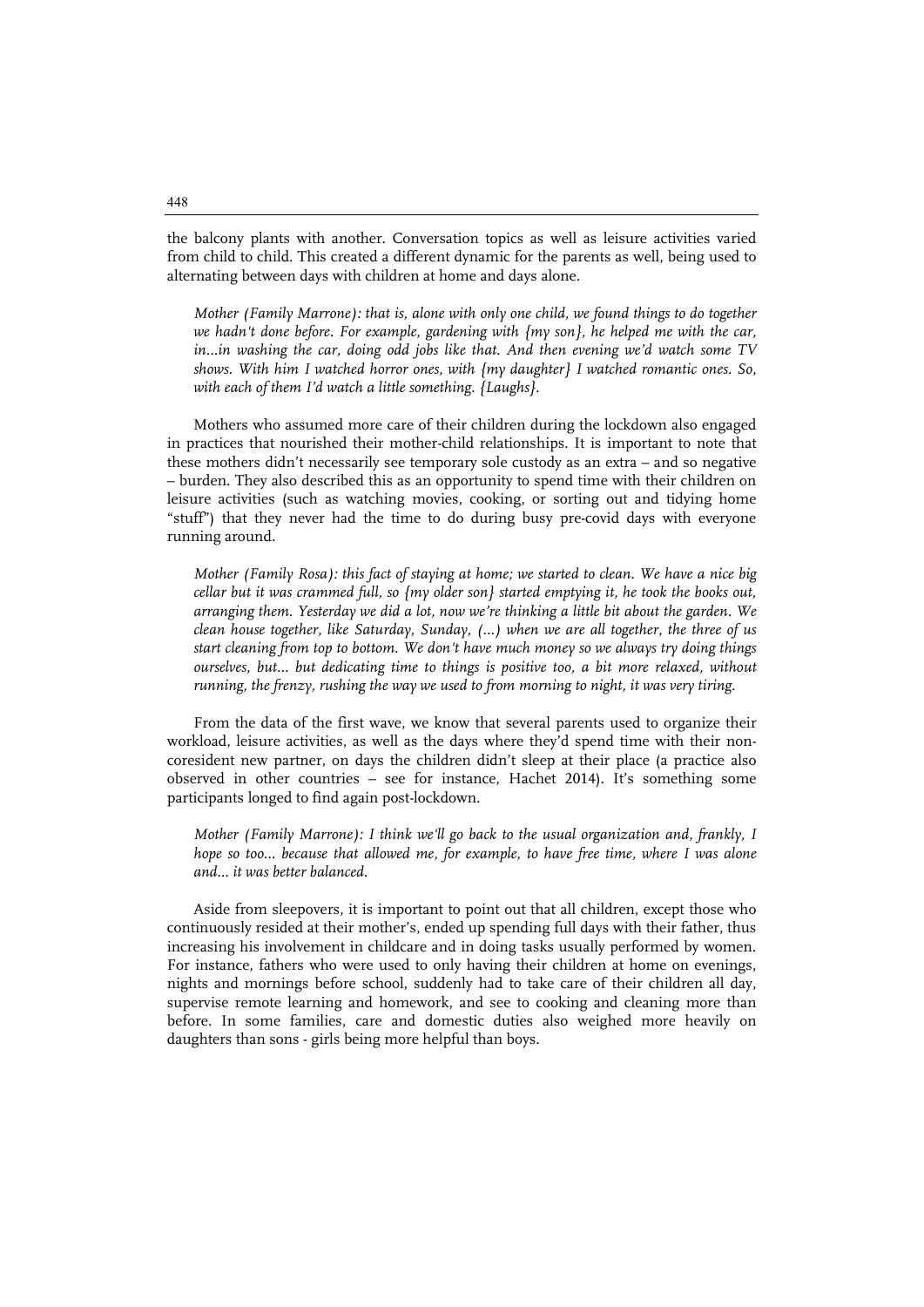the balcony plants with another. Conversation topics as well as leisure activities varied from child to child. This created a different dynamic for the parents as well, being used to alternating between days with children at home and days alone.

> *Mother (Family Marrone): that is, alone with only one child, we found things to do together we hadn't done before. For example, gardening with {my son}, he helped me with the car, in...in washing the car, doing odd jobs like that. And then evening we'd watch some TV shows. With him I watched horror ones, with {my daughter} I watched romantic ones. So, with each of them I'd watch a little something. {Laughs}.*

Mothers who assumed more care of their children during the lockdown also engaged in practices that nourished their mother-child relationships. It is important to note that these mothers didn't necessarily see temporary sole custody as an extra – and so negative – burden. They also described this as an opportunity to spend time with their children on leisure activities (such as watching movies, cooking, or sorting out and tidying home "stuff") that they never had the time to do during busy pre-covid days with everyone running around.

> *Mother (Family Rosa): this fact of staying at home; we started to clean. We have a nice big cellar but it was crammed full, so {my older son} started emptying it, he took the books out, arranging them. Yesterday we did a lot, now we're thinking a little bit about the garden. We clean house together, like Saturday, Sunday, (...) when we are all together, the three of us start cleaning from top to bottom. We don't have much money so we always try doing things ourselves, but... but dedicating time to things is positive too, a bit more relaxed, without running, the frenzy, rushing the way we used to from morning to night, it was very tiring.*

From the data of the first wave, we know that several parents used to organize their workload, leisure activities, as well as the days where they'd spend time with their non-coresident new partner, on days the children didn't sleep at their place (a practice also observed in other countries – see for instance, Hachet 2014). It's something some participants longed to find again post-lockdown.

> *Mother (Family Marrone): I think we'll go back to the usual organization and, frankly, I hope so too... because that allowed me, for example, to have free time, where I was alone and... it was better balanced.*

Aside from sleepovers, it is important to point out that all children, except those who continuously resided at their mother's, ended up spending full days with their father, thus increasing his involvement in childcare and in doing tasks usually performed by women. For instance, fathers who were used to only having their children at home on evenings, nights and mornings before school, suddenly had to take care of their children all day, supervise remote learning and homework, and see to cooking and cleaning more than before. In some families, care and domestic duties also weighed more heavily on daughters than sons - girls being more helpful than boys.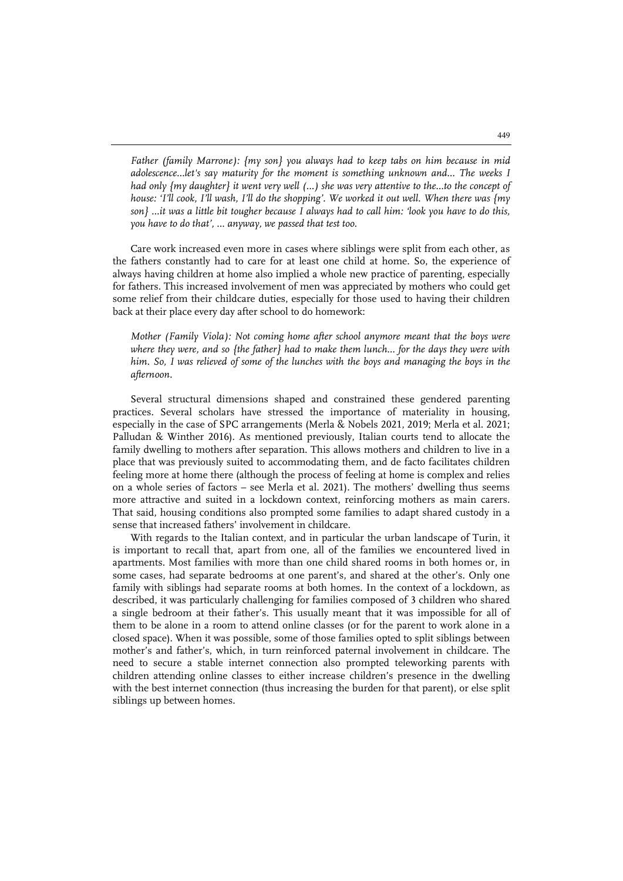*Father (family Marrone): {my son} you always had to keep tabs on him because in mid adolescence...let's say maturity for the moment is something unknown and... The weeks I had only {my daughter} it went very well (...) she was very attentive to the...to the concept of house: 'I'll cook, I'll wash, I'll do the shopping'. We worked it out well. When there was {my son} ...it was a little bit tougher because I always had to call him: 'look you have to do this, you have to do that', ... anyway, we passed that test too.*

Care work increased even more in cases where siblings were split from each other, as the fathers constantly had to care for at least one child at home. So, the experience of always having children at home also implied a whole new practice of parenting, especially for fathers. This increased involvement of men was appreciated by mothers who could get some relief from their childcare duties, especially for those used to having their children back at their place every day after school to do homework:

*Mother (Family Viola): Not coming home after school anymore meant that the boys were where they were, and so {the father} had to make them lunch... for the days they were with him. So, I was relieved of some of the lunches with the boys and managing the boys in the afternoon.*

Several structural dimensions shaped and constrained these gendered parenting practices. Several scholars have stressed the importance of materiality in housing, especially in the case of SPC arrangements (Merla & Nobels 2021, 2019; Merla et al. 2021; Palludan & Winther 2016). As mentioned previously, Italian courts tend to allocate the family dwelling to mothers after separation. This allows mothers and children to live in a place that was previously suited to accommodating them, and de facto facilitates children feeling more at home there (although the process of feeling at home is complex and relies on a whole series of factors – see Merla et al. 2021). The mothers' dwelling thus seems more attractive and suited in a lockdown context, reinforcing mothers as main carers. That said, housing conditions also prompted some families to adapt shared custody in a sense that increased fathers' involvement in childcare.

With regards to the Italian context, and in particular the urban landscape of Turin, it is important to recall that, apart from one, all of the families we encountered lived in apartments. Most families with more than one child shared rooms in both homes or, in some cases, had separate bedrooms at one parent's, and shared at the other's. Only one family with siblings had separate rooms at both homes. In the context of a lockdown, as described, it was particularly challenging for families composed of 3 children who shared a single bedroom at their father's. This usually meant that it was impossible for all of them to be alone in a room to attend online classes (or for the parent to work alone in a closed space). When it was possible, some of those families opted to split siblings between mother's and father's, which, in turn reinforced paternal involvement in childcare. The need to secure a stable internet connection also prompted teleworking parents with children attending online classes to either increase children's presence in the dwelling with the best internet connection (thus increasing the burden for that parent), or else split siblings up between homes.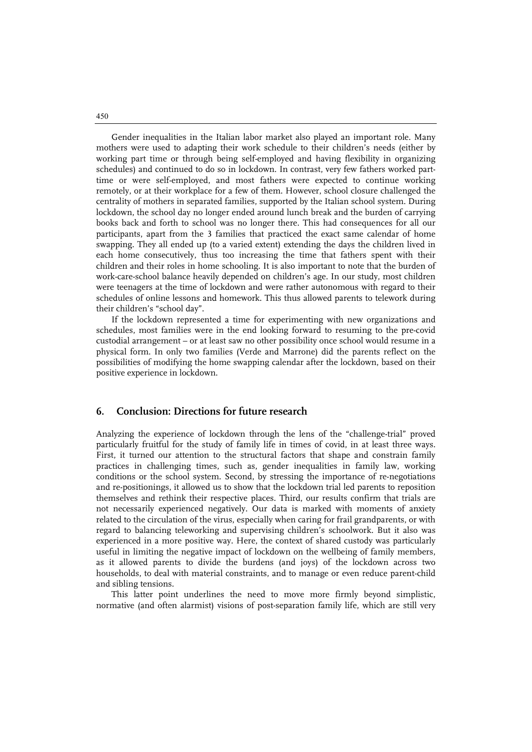Gender inequalities in the Italian labor market also played an important role. Many mothers were used to adapting their work schedule to their children's needs (either by working part time or through being self-employed and having flexibility in organizing schedules) and continued to do so in lockdown. In contrast, very few fathers worked part-time or were self-employed, and most fathers were expected to continue working remotely, or at their workplace for a few of them. However, school closure challenged the centrality of mothers in separated families, supported by the Italian school system. During lockdown, the school day no longer ended around lunch break and the burden of carrying books back and forth to school was no longer there. This had consequences for all our participants, apart from the 3 families that practiced the exact same calendar of home swapping. They all ended up (to a varied extent) extending the days the children lived in each home consecutively, thus too increasing the time that fathers spent with their children and their roles in home schooling. It is also important to note that the burden of work-care-school balance heavily depended on children's age. In our study, most children were teenagers at the time of lockdown and were rather autonomous with regard to their schedules of online lessons and homework. This thus allowed parents to telework during their children's "school day".

If the lockdown represented a time for experimenting with new organizations and schedules, most families were in the end looking forward to resuming to the pre-covid custodial arrangement – or at least saw no other possibility once school would resume in a physical form. In only two families (Verde and Marrone) did the parents reflect on the possibilities of modifying the home swapping calendar after the lockdown, based on their positive experience in lockdown.

## 6. Conclusion: Directions for future research

Analyzing the experience of lockdown through the lens of the "challenge-trial" proved particularly fruitful for the study of family life in times of covid, in at least three ways. First, it turned our attention to the structural factors that shape and constrain family practices in challenging times, such as, gender inequalities in family law, working conditions or the school system. Second, by stressing the importance of re-negotiations and re-positionings, it allowed us to show that the lockdown trial led parents to reposition themselves and rethink their respective places. Third, our results confirm that trials are not necessarily experienced negatively. Our data is marked with moments of anxiety related to the circulation of the virus, especially when caring for frail grandparents, or with regard to balancing teleworking and supervising children's schoolwork. But it also was experienced in a more positive way. Here, the context of shared custody was particularly useful in limiting the negative impact of lockdown on the wellbeing of family members, as it allowed parents to divide the burdens (and joys) of the lockdown across two households, to deal with material constraints, and to manage or even reduce parent-child and sibling tensions.

This latter point underlines the need to move more firmly beyond simplistic, normative (and often alarmist) visions of post-separation family life, which are still very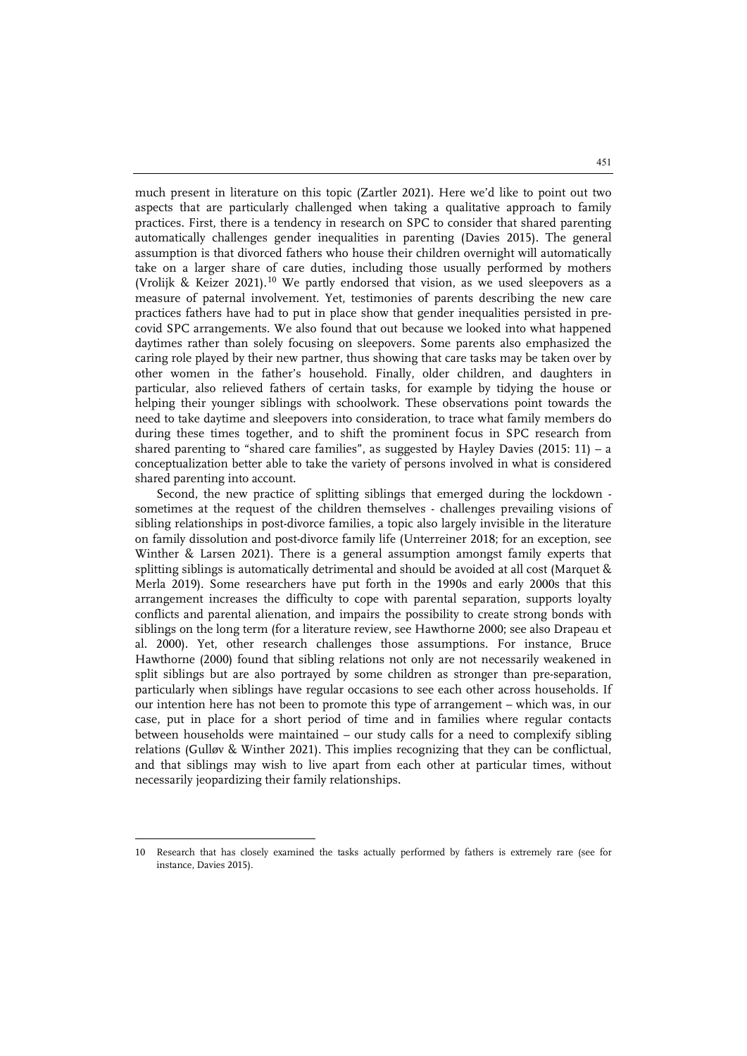much present in literature on this topic (Zartler 2021). Here we'd like to point out two aspects that are particularly challenged when taking a qualitative approach to family practices. First, there is a tendency in research on SPC to consider that shared parenting automatically challenges gender inequalities in parenting (Davies 2015). The general assumption is that divorced fathers who house their children overnight will automatically take on a larger share of care duties, including those usually performed by mothers (Vrolijk & Keizer 2021).[10] We partly endorsed that vision, as we used sleepovers as a measure of paternal involvement. Yet, testimonies of parents describing the new care practices fathers have had to put in place show that gender inequalities persisted in pre-covid SPC arrangements. We also found that out because we looked into what happened daytimes rather than solely focusing on sleepovers. Some parents also emphasized the caring role played by their new partner, thus showing that care tasks may be taken over by other women in the father's household. Finally, older children, and daughters in particular, also relieved fathers of certain tasks, for example by tidying the house or helping their younger siblings with schoolwork. These observations point towards the need to take daytime and sleepovers into consideration, to trace what family members do during these times together, and to shift the prominent focus in SPC research from shared parenting to "shared care families", as suggested by Hayley Davies (2015: 11) – a conceptualization better able to take the variety of persons involved in what is considered shared parenting into account.

Second, the new practice of splitting siblings that emerged during the lockdown - sometimes at the request of the children themselves - challenges prevailing visions of sibling relationships in post-divorce families, a topic also largely invisible in the literature on family dissolution and post-divorce family life (Unterreiner 2018; for an exception, see Winther & Larsen 2021). There is a general assumption amongst family experts that splitting siblings is automatically detrimental and should be avoided at all cost (Marquet & Merla 2019). Some researchers have put forth in the 1990s and early 2000s that this arrangement increases the difficulty to cope with parental separation, supports loyalty conflicts and parental alienation, and impairs the possibility to create strong bonds with siblings on the long term (for a literature review, see Hawthorne 2000; see also Drapeau et al. 2000). Yet, other research challenges those assumptions. For instance, Bruce Hawthorne (2000) found that sibling relations not only are not necessarily weakened in split siblings but are also portrayed by some children as stronger than pre-separation, particularly when siblings have regular occasions to see each other across households. If our intention here has not been to promote this type of arrangement – which was, in our case, put in place for a short period of time and in families where regular contacts between households were maintained – our study calls for a need to complexify sibling relations (Gulløv & Winther 2021). This implies recognizing that they can be conflictual, and that siblings may wish to live apart from each other at particular times, without necessarily jeopardizing their family relationships.

---

10 Research that has closely examined the tasks actually performed by fathers is extremely rare (see for instance, Davies 2015).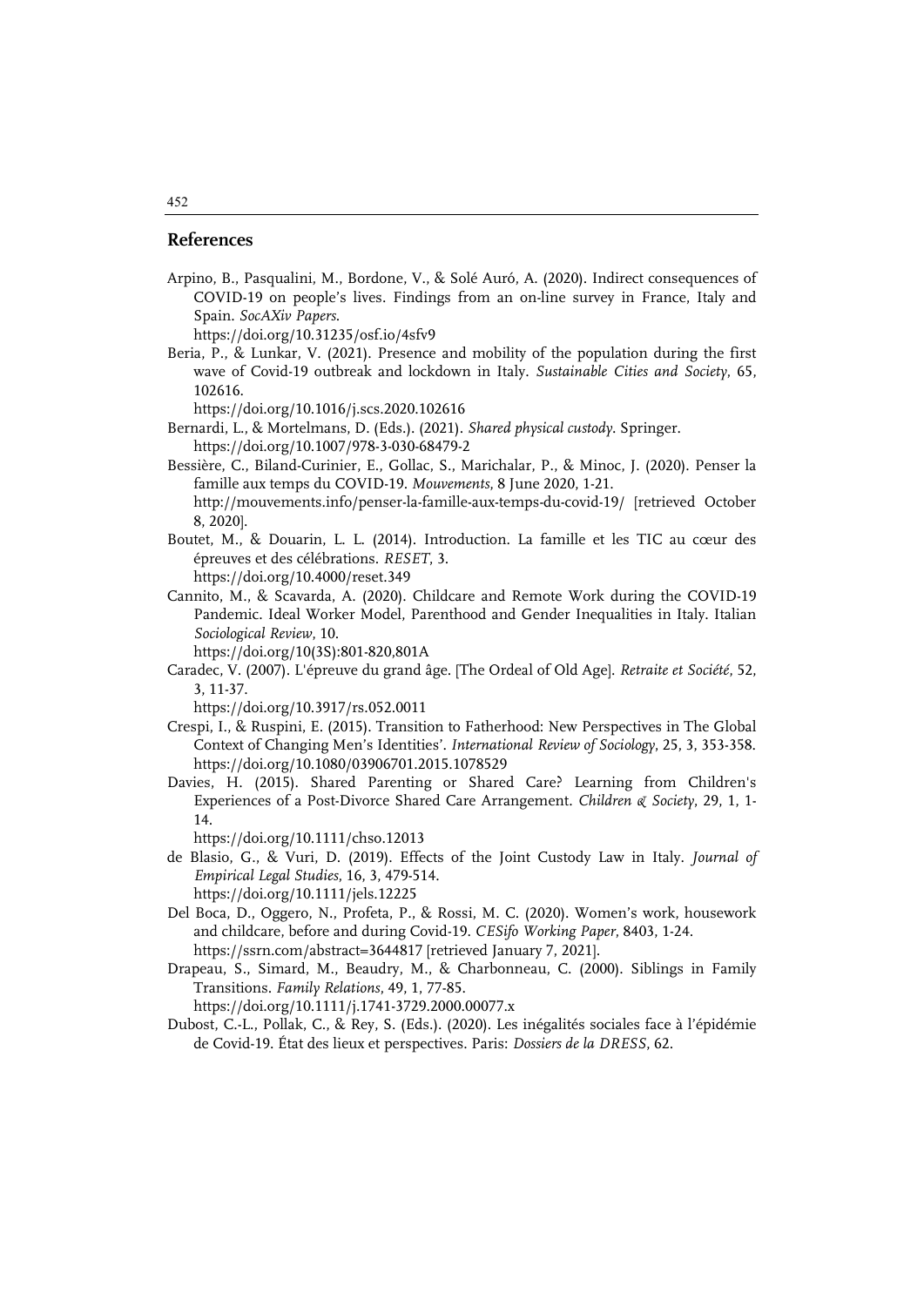## References

Arpino, B., Pasqualini, M., Bordone, V., & Solé Auró, A. (2020). Indirect consequences of COVID-19 on people's lives. Findings from an on-line survey in France, Italy and Spain. *SocAXiv Papers*.
https://doi.org/10.31235/osf.io/4sfv9

Beria, P., & Lunkar, V. (2021). Presence and mobility of the population during the first wave of Covid-19 outbreak and lockdown in Italy. *Sustainable Cities and Society*, 65, 102616.
https://doi.org/10.1016/j.scs.2020.102616

Bernardi, L., & Mortelmans, D. (Eds.). (2021). *Shared physical custody*. Springer.
https://doi.org/10.1007/978-3-030-68479-2

Bessière, C., Biland-Curinier, E., Gollac, S., Marichalar, P., & Minoc, J. (2020). Penser la famille aux temps du COVID-19. *Mouvements*, 8 June 2020, 1-21.
http://mouvements.info/penser-la-famille-aux-temps-du-covid-19/ [retrieved October 8, 2020].

Boutet, M., & Douarin, L. L. (2014). Introduction. La famille et les TIC au cœur des épreuves et des célébrations. *RESET*, 3.
https://doi.org/10.4000/reset.349

Cannito, M., & Scavarda, A. (2020). Childcare and Remote Work during the COVID-19 Pandemic. Ideal Worker Model, Parenthood and Gender Inequalities in Italy. Italian *Sociological Review*, 10.
https://doi.org/10(3S):801-820,801A

Caradec, V. (2007). L'épreuve du grand âge. [The Ordeal of Old Age]. *Retraite et Société*, 52, 3, 11-37.
https://doi.org/10.3917/rs.052.0011

Crespi, I., & Ruspini, E. (2015). Transition to Fatherhood: New Perspectives in The Global Context of Changing Men's Identities'. *International Review of Sociology*, 25, 3, 353-358.
https://doi.org/10.1080/03906701.2015.1078529

Davies, H. (2015). Shared Parenting or Shared Care? Learning from Children's Experiences of a Post-Divorce Shared Care Arrangement. *Children & Society*, 29, 1, 1-14.
https://doi.org/10.1111/chso.12013

de Blasio, G., & Vuri, D. (2019). Effects of the Joint Custody Law in Italy. *Journal of Empirical Legal Studies*, 16, 3, 479-514.
https://doi.org/10.1111/jels.12225

Del Boca, D., Oggero, N., Profeta, P., & Rossi, M. C. (2020). Women's work, housework and childcare, before and during Covid-19. *CESifo Working Paper*, 8403, 1-24.
https://ssrn.com/abstract=3644817 [retrieved January 7, 2021].

Drapeau, S., Simard, M., Beaudry, M., & Charbonneau, C. (2000). Siblings in Family Transitions. *Family Relations*, 49, 1, 77-85.
https://doi.org/10.1111/j.1741-3729.2000.00077.x

Dubost, C.-L., Pollak, C., & Rey, S. (Eds.). (2020). Les inégalités sociales face à l'épidémie de Covid-19. État des lieux et perspectives. Paris: *Dossiers de la DRESS*, 62.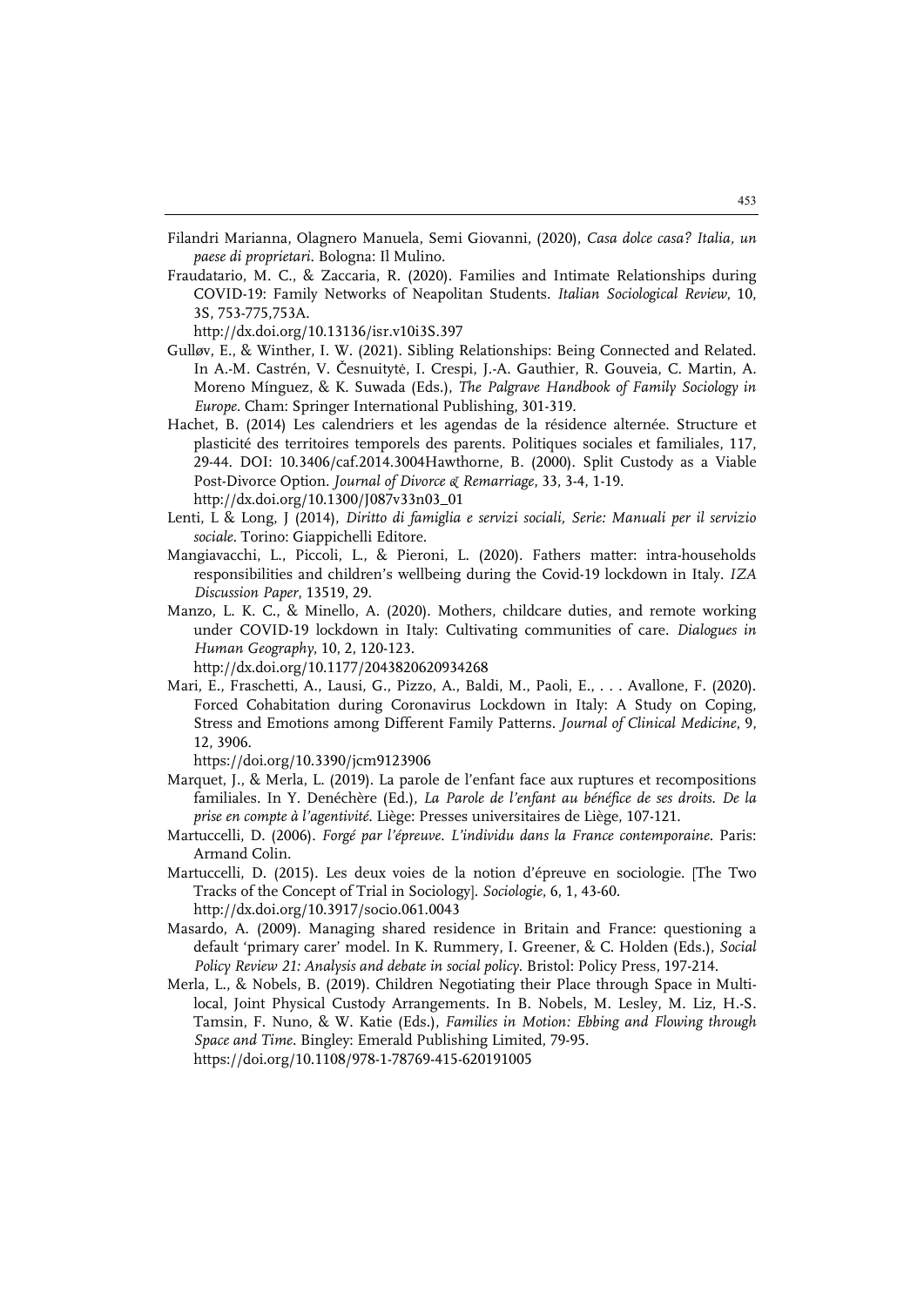Filandri Marianna, Olagnero Manuela, Semi Giovanni, (2020), *Casa dolce casa? Italia, un paese di proprietari*. Bologna: Il Mulino.

Fraudatario, M. C., & Zaccaria, R. (2020). Families and Intimate Relationships during COVID-19: Family Networks of Neapolitan Students. *Italian Sociological Review*, 10, 3S, 753-775,753A.
http://dx.doi.org/10.13136/isr.v10i3S.397

Gulløv, E., & Winther, I. W. (2021). Sibling Relationships: Being Connected and Related. In A.-M. Castrén, V. Česnuitytė, I. Crespi, J.-A. Gauthier, R. Gouveia, C. Martin, A. Moreno Mínguez, & K. Suwada (Eds.), *The Palgrave Handbook of Family Sociology in Europe*. Cham: Springer International Publishing, 301-319.

Hachet, B. (2014) Les calendriers et les agendas de la résidence alternée. Structure et plasticité des territoires temporels des parents. Politiques sociales et familiales, 117, 29-44. DOI: 10.3406/caf.2014.3004Hawthorne, B. (2000). Split Custody as a Viable Post-Divorce Option. *Journal of Divorce & Remarriage*, 33, 3-4, 1-19.
http://dx.doi.org/10.1300/J087v33n03_01

Lenti, L & Long, J (2014), *Diritto di famiglia e servizi sociali, Serie: Manuali per il servizio sociale*. Torino: Giappichelli Editore.

Mangiavacchi, L., Piccoli, L., & Pieroni, L. (2020). Fathers matter: intra-households responsibilities and children's wellbeing during the Covid-19 lockdown in Italy. *IZA Discussion Paper*, 13519, 29.

Manzo, L. K. C., & Minello, A. (2020). Mothers, childcare duties, and remote working under COVID-19 lockdown in Italy: Cultivating communities of care. *Dialogues in Human Geography*, 10, 2, 120-123.
http://dx.doi.org/10.1177/2043820620934268

Mari, E., Fraschetti, A., Lausi, G., Pizzo, A., Baldi, M., Paoli, E., . . . Avallone, F. (2020). Forced Cohabitation during Coronavirus Lockdown in Italy: A Study on Coping, Stress and Emotions among Different Family Patterns. *Journal of Clinical Medicine*, 9, 12, 3906.
https://doi.org/10.3390/jcm9123906

Marquet, J., & Merla, L. (2019). La parole de l'enfant face aux ruptures et recompositions familiales. In Y. Denéchère (Ed.), *La Parole de l'enfant au bénéfice de ses droits. De la prise en compte à l'agentivité*. Liège: Presses universitaires de Liège, 107-121.

Martuccelli, D. (2006). *Forgé par l'épreuve. L'individu dans la France contemporaine*. Paris: Armand Colin.

Martuccelli, D. (2015). Les deux voies de la notion d'épreuve en sociologie. [The Two Tracks of the Concept of Trial in Sociology]. *Sociologie*, 6, 1, 43-60.
http://dx.doi.org/10.3917/socio.061.0043

Masardo, A. (2009). Managing shared residence in Britain and France: questioning a default 'primary carer' model. In K. Rummery, I. Greener, & C. Holden (Eds.), *Social Policy Review 21: Analysis and debate in social policy*. Bristol: Policy Press, 197-214.

Merla, L., & Nobels, B. (2019). Children Negotiating their Place through Space in Multi-local, Joint Physical Custody Arrangements. In B. Nobels, M. Lesley, M. Liz, H.-S. Tamsin, F. Nuno, & W. Katie (Eds.), *Families in Motion: Ebbing and Flowing through Space and Time*. Bingley: Emerald Publishing Limited, 79-95.
https://doi.org/10.1108/978-1-78769-415-620191005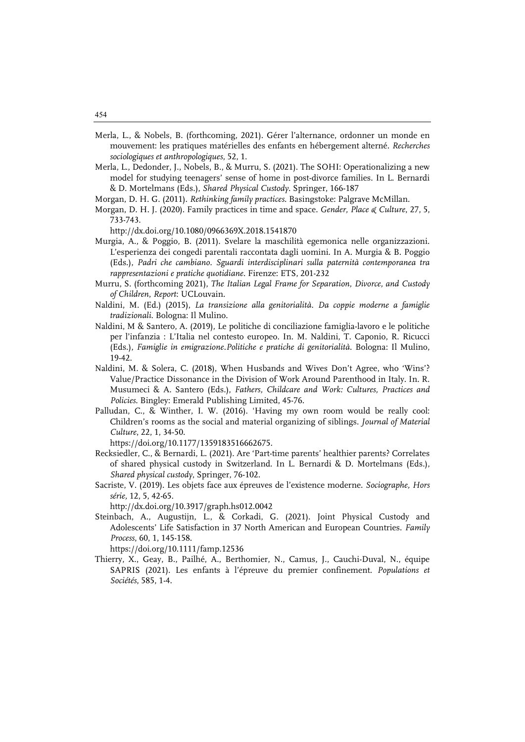Merla, L., & Nobels, B. (forthcoming, 2021). Gérer l'alternance, ordonner un monde en mouvement: les pratiques matérielles des enfants en hébergement alterné. *Recherches sociologiques et anthropologiques*, 52, 1.

Merla, L., Dedonder, J., Nobels, B., & Murru, S. (2021). The SOHI: Operationalizing a new model for studying teenagers' sense of home in post-divorce families. In L. Bernardi & D. Mortelmans (Eds.), *Shared Physical Custody*. Springer, 166-187

Morgan, D. H. G. (2011). *Rethinking family practices*. Basingstoke: Palgrave McMillan.

Morgan, D. H. J. (2020). Family practices in time and space. *Gender, Place & Culture*, 27, 5, 733-743.
http://dx.doi.org/10.1080/0966369X.2018.1541870

Murgia, A., & Poggio, B. (2011). Svelare la maschilità egemonica nelle organizzazioni. L'esperienza dei congedi parentali raccontata dagli uomini. In A. Murgia & B. Poggio (Eds.), *Padri che cambiano. Sguardi interdisciplinari sulla paternità contemporanea tra rappresentazioni e pratiche quotidiane*. Firenze: ETS, 201-232

Murru, S. (forthcoming 2021), *The Italian Legal Frame for Separation, Divorce, and Custody of Children, Report*: UCLouvain.

Naldini, M. (Ed.) (2015), *La transizione alla genitorialità. Da coppie moderne a famiglie tradizionali*. Bologna: Il Mulino.

Naldini, M & Santero, A. (2019), Le politiche di conciliazione famiglia-lavoro e le politiche per l'infanzia : L'Italia nel contesto europeo. In. M. Naldini, T. Caponio, R. Ricucci (Eds.), *Famiglie in emigrazione.Politiche e pratiche di genitorialità*. Bologna: Il Mulino, 19-42.

Naldini, M. & Solera, C. (2018), When Husbands and Wives Don't Agree, who 'Wins'? Value/Practice Dissonance in the Division of Work Around Parenthood in Italy. In. R. Musumeci & A. Santero (Eds.), *Fathers, Childcare and Work: Cultures, Practices and Policies*. Bingley: Emerald Publishing Limited, 45-76.

Palludan, C., & Winther, I. W. (2016). 'Having my own room would be really cool: Children's rooms as the social and material organizing of siblings. *Journal of Material Culture*, 22, 1, 34-50.
https://doi.org/10.1177/1359183516662675.

Recksiedler, C., & Bernardi, L. (2021). Are 'Part-time parents' healthier parents? Correlates of shared physical custody in Switzerland. In L. Bernardi & D. Mortelmans (Eds.), *Shared physical custody*, Springer, 76-102.

Sacriste, V. (2019). Les objets face aux épreuves de l'existence moderne. *Sociographe, Hors série*, 12, 5, 42-65.
http://dx.doi.org/10.3917/graph.hs012.0042

Steinbach, A., Augustijn, L., & Corkadi, G. (2021). Joint Physical Custody and Adolescents' Life Satisfaction in 37 North American and European Countries. *Family Process*, 60, 1, 145-158.
https://doi.org/10.1111/famp.12536

Thierry, X., Geay, B., Pailhé, A., Berthomier, N., Camus, J., Cauchi-Duval, N., équipe SAPRIS (2021). Les enfants à l'épreuve du premier confinement. *Populations et Sociétés*, 585, 1-4.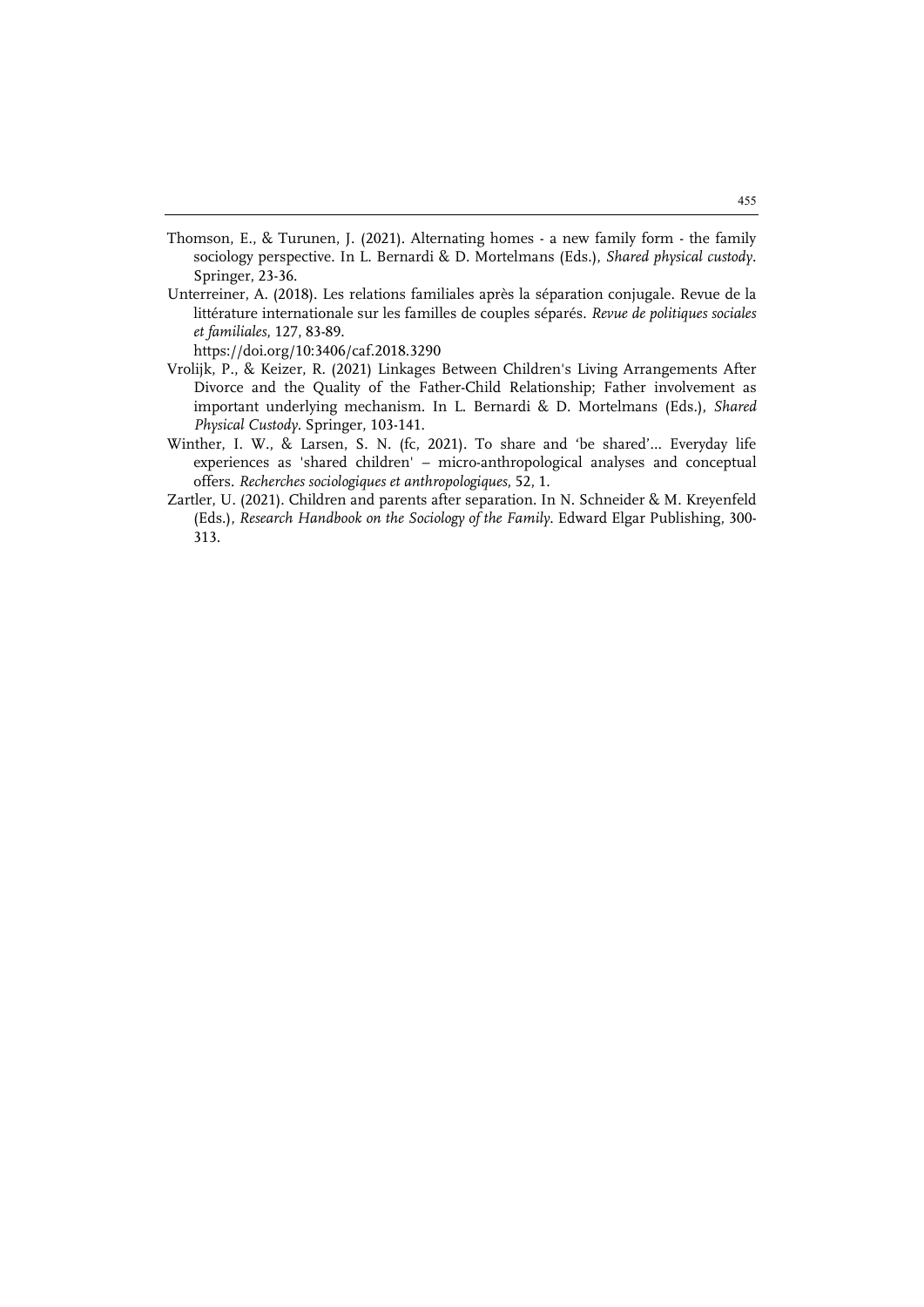Thomson, E., & Turunen, J. (2021). Alternating homes - a new family form - the family sociology perspective. In L. Bernardi & D. Mortelmans (Eds.), *Shared physical custody*. Springer, 23-36.

Unterreiner, A. (2018). Les relations familiales après la séparation conjugale. Revue de la littérature internationale sur les familles de couples séparés. *Revue de politiques sociales et familiales*, 127, 83-89.
https://doi.org/10:3406/caf.2018.3290

Vrolijk, P., & Keizer, R. (2021) Linkages Between Children's Living Arrangements After Divorce and the Quality of the Father-Child Relationship; Father involvement as important underlying mechanism. In L. Bernardi & D. Mortelmans (Eds.), *Shared Physical Custody*. Springer, 103-141.

Winther, I. W., & Larsen, S. N. (fc, 2021). To share and 'be shared'... Everyday life experiences as 'shared children' – micro-anthropological analyses and conceptual offers. *Recherches sociologiques et anthropologiques*, 52, 1.

Zartler, U. (2021). Children and parents after separation. In N. Schneider & M. Kreyenfeld (Eds.), *Research Handbook on the Sociology of the Family*. Edward Elgar Publishing, 300-313.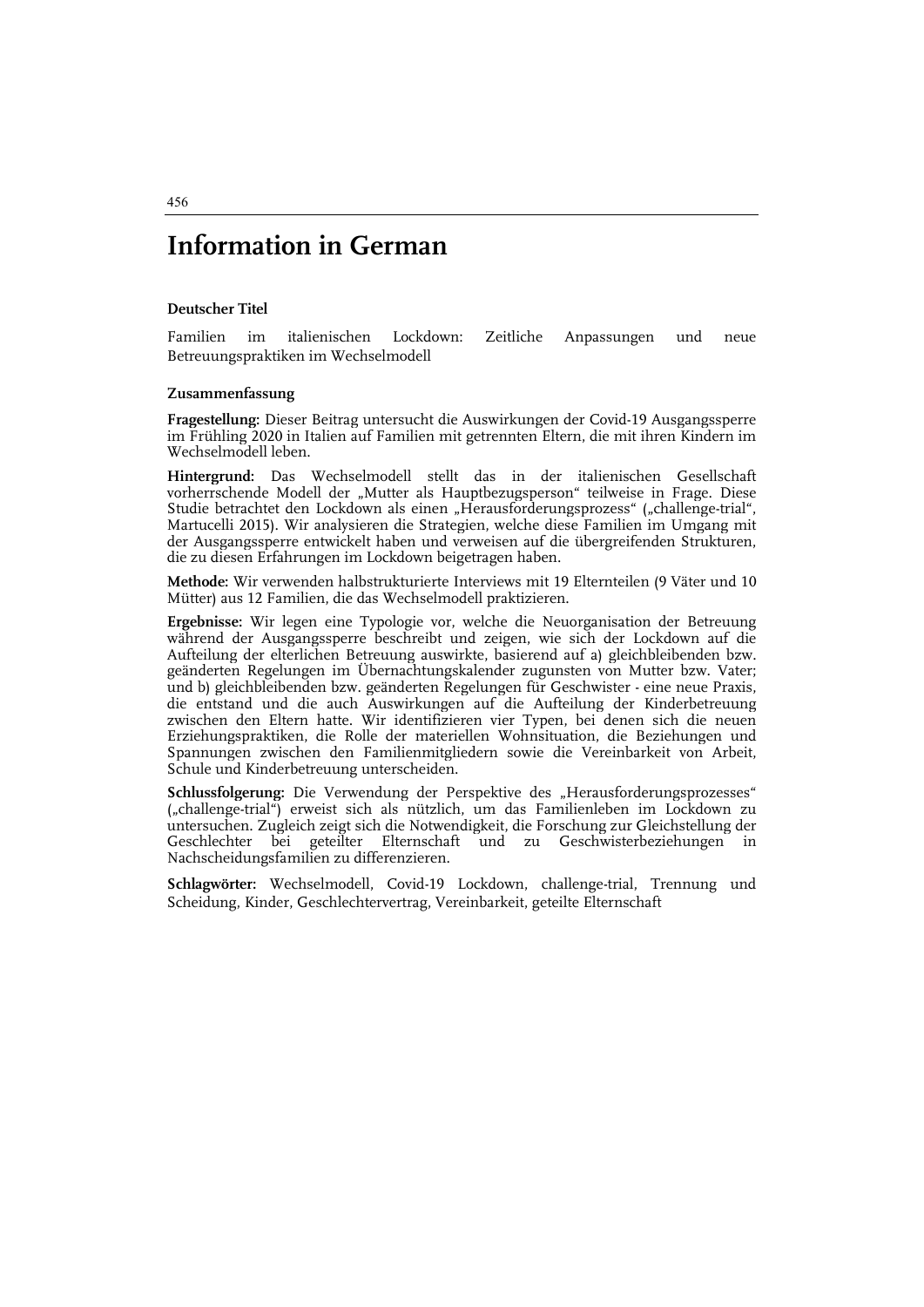# Information in German

### Deutscher Titel

Familien im italienischen Lockdown: Zeitliche Anpassungen und neue Betreuungspraktiken im Wechselmodell

### Zusammenfassung

**Fragestellung:** Dieser Beitrag untersucht die Auswirkungen der Covid-19 Ausgangssperre im Frühling 2020 in Italien auf Familien mit getrennten Eltern, die mit ihren Kindern im Wechselmodell leben.

**Hintergrund:** Das Wechselmodell stellt das in der italienischen Gesellschaft vorherrschende Modell der „Mutter als Hauptbezugsperson" teilweise in Frage. Diese Studie betrachtet den Lockdown als einen „Herausforderungsprozess" („challenge-trial", Martucelli 2015). Wir analysieren die Strategien, welche diese Familien im Umgang mit der Ausgangssperre entwickelt haben und verweisen auf die übergreifenden Strukturen, die zu diesen Erfahrungen im Lockdown beigetragen haben.

**Methode:** Wir verwenden halbstrukturierte Interviews mit 19 Elternteilen (9 Väter und 10 Mütter) aus 12 Familien, die das Wechselmodell praktizieren.

**Ergebnisse:** Wir legen eine Typologie vor, welche die Neuorganisation der Betreuung während der Ausgangssperre beschreibt und zeigen, wie sich der Lockdown auf die Aufteilung der elterlichen Betreuung auswirkte, basierend auf a) gleichbleibenden bzw. geänderten Regelungen im Übernachtungskalender zugunsten von Mutter bzw. Vater; und b) gleichbleibenden bzw. geänderten Regelungen für Geschwister - eine neue Praxis, die entstand und die auch Auswirkungen auf die Aufteilung der Kinderbetreuung zwischen den Eltern hatte. Wir identifizieren vier Typen, bei denen sich die neuen Erziehungspraktiken, die Rolle der materiellen Wohnsituation, die Beziehungen und Spannungen zwischen den Familienmitgliedern sowie die Vereinbarkeit von Arbeit, Schule und Kinderbetreuung unterscheiden.

**Schlussfolgerung:** Die Verwendung der Perspektive des „Herausforderungsprozesses" („challenge-trial") erweist sich als nützlich, um das Familienleben im Lockdown zu untersuchen. Zugleich zeigt sich die Notwendigkeit, die Forschung zur Gleichstellung der Geschlechter bei geteilter Elternschaft und zu Geschwisterbeziehungen in Nachscheidungsfamilien zu differenzieren.

**Schlagwörter:** Wechselmodell, Covid-19 Lockdown, challenge-trial, Trennung und Scheidung, Kinder, Geschlechtervertrag, Vereinbarkeit, geteilte Elternschaft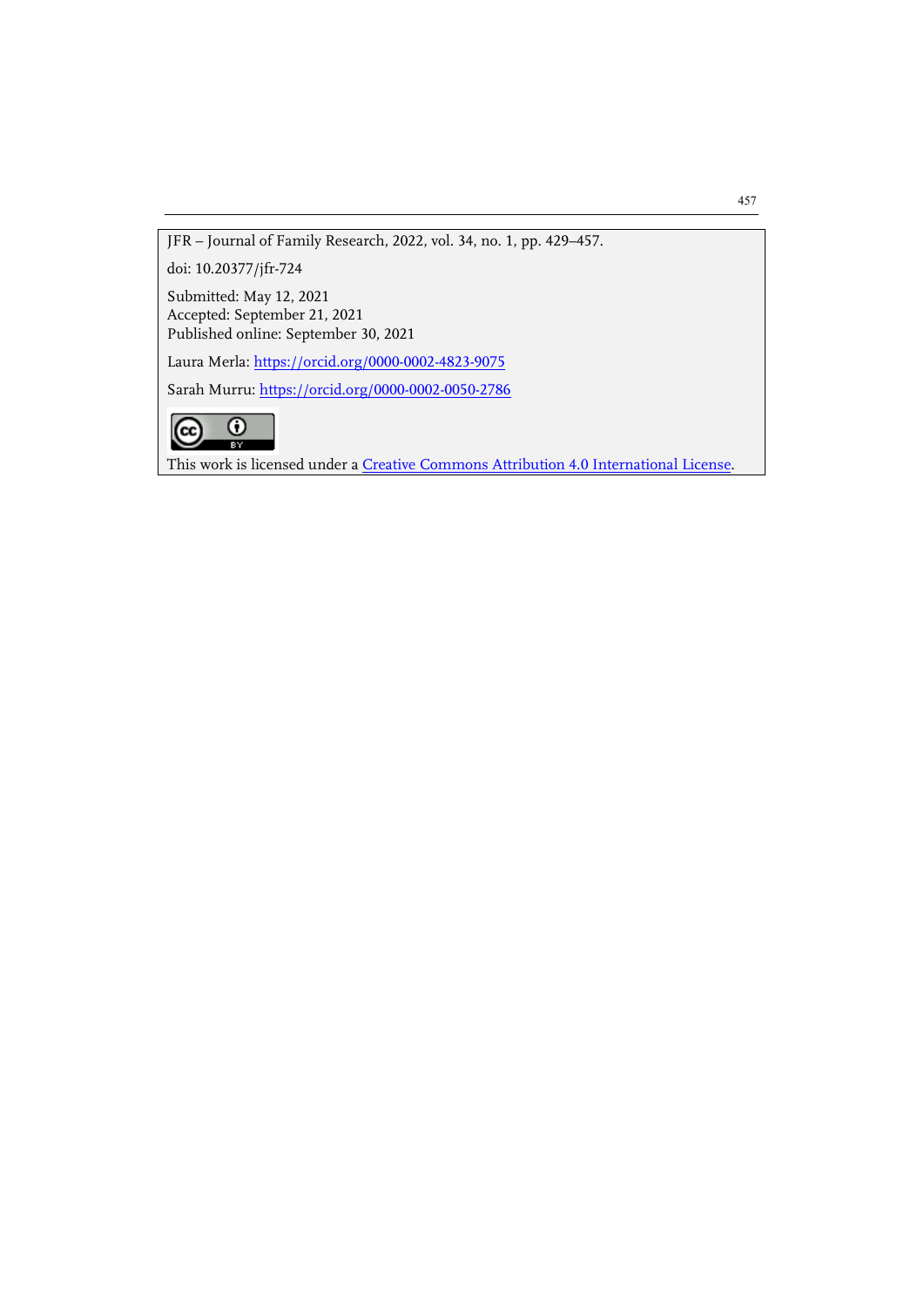JFR – Journal of Family Research, 2022, vol. 34, no. 1, pp. 429–457.

doi: 10.20377/jfr-724

Submitted: May 12, 2021
Accepted: September 21, 2021
Published online: September 30, 2021

Laura Merla: https://orcid.org/0000-0002-4823-9075

Sarah Murru: https://orcid.org/0000-0002-0050-2786

This work is licensed under a Creative Commons Attribution 4.0 International License.